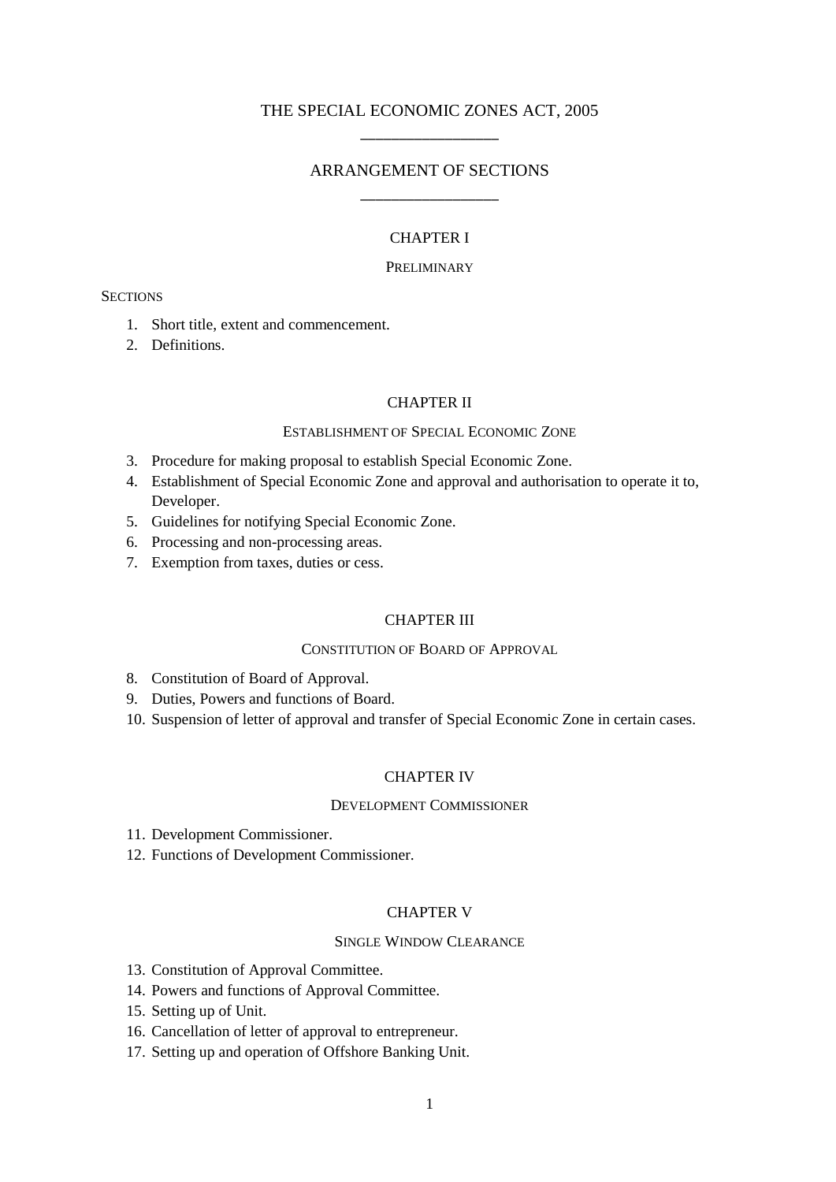# THE SPECIAL ECONOMIC ZONES ACT, 2005

## ARRANGEMENT OF SECTIONS

### CHAPTER I

PRELIMINARY

SECTIONS

1. Short title, extent and commencement.
2. Definitions.

### CHAPTER II

ESTABLISHMENT OF SPECIAL ECONOMIC ZONE

3. Procedure for making proposal to establish Special Economic Zone.
4. Establishment of Special Economic Zone and approval and authorisation to operate it to, Developer.
5. Guidelines for notifying Special Economic Zone.
6. Processing and non-processing areas.
7. Exemption from taxes, duties or cess.

### CHAPTER III

CONSTITUTION OF BOARD OF APPROVAL

8. Constitution of Board of Approval.
9. Duties, Powers and functions of Board.
10. Suspension of letter of approval and transfer of Special Economic Zone in certain cases.

### CHAPTER IV

DEVELOPMENT COMMISSIONER

11. Development Commissioner.
12. Functions of Development Commissioner.

### CHAPTER V

SINGLE WINDOW CLEARANCE

13. Constitution of Approval Committee.
14. Powers and functions of Approval Committee.
15. Setting up of Unit.
16. Cancellation of letter of approval to entrepreneur.
17. Setting up and operation of Offshore Banking Unit.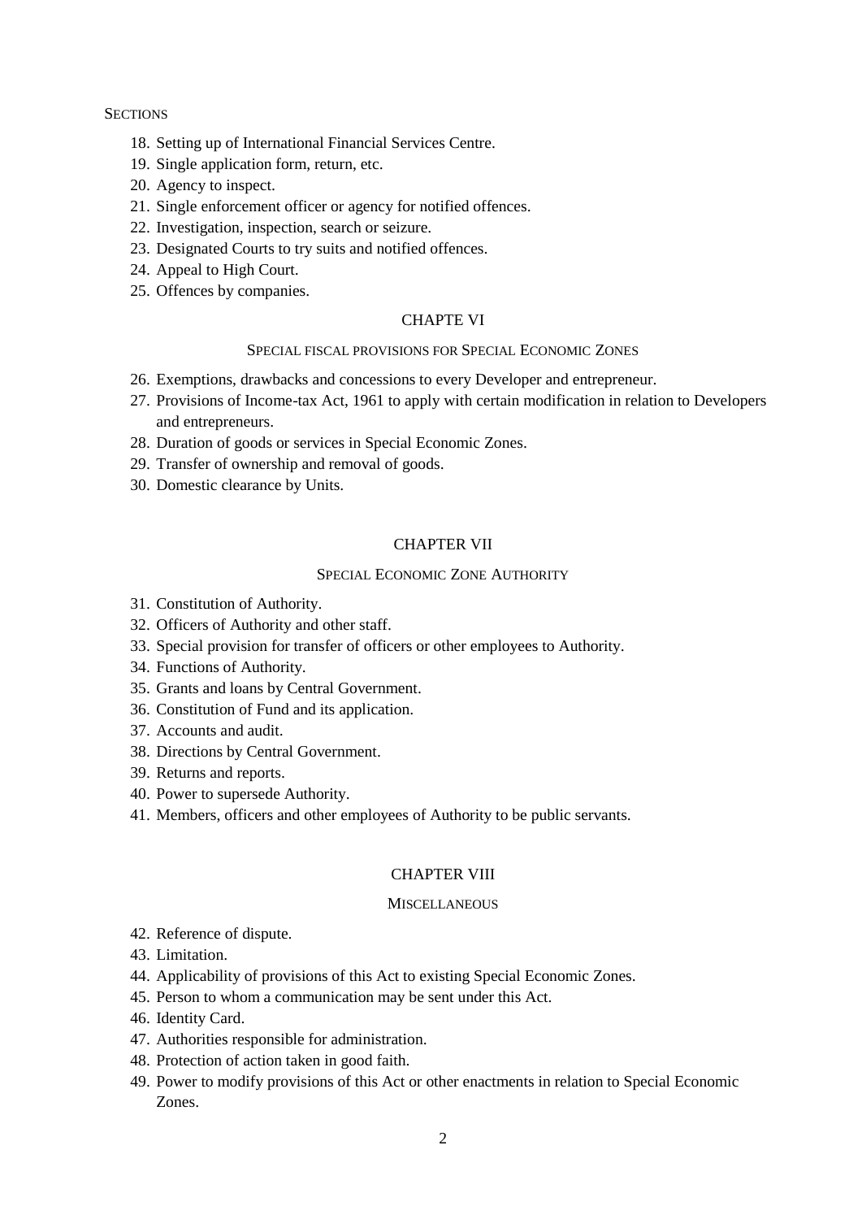SECTIONS

18. Setting up of International Financial Services Centre.
19. Single application form, return, etc.
20. Agency to inspect.
21. Single enforcement officer or agency for notified offences.
22. Investigation, inspection, search or seizure.
23. Designated Courts to try suits and notified offences.
24. Appeal to High Court.
25. Offences by companies.

## CHAPTE VI

### SPECIAL FISCAL PROVISIONS FOR SPECIAL ECONOMIC ZONES

26. Exemptions, drawbacks and concessions to every Developer and entrepreneur.
27. Provisions of Income-tax Act, 1961 to apply with certain modification in relation to Developers and entrepreneurs.
28. Duration of goods or services in Special Economic Zones.
29. Transfer of ownership and removal of goods.
30. Domestic clearance by Units.

## CHAPTER VII

### SPECIAL ECONOMIC ZONE AUTHORITY

31. Constitution of Authority.
32. Officers of Authority and other staff.
33. Special provision for transfer of officers or other employees to Authority.
34. Functions of Authority.
35. Grants and loans by Central Government.
36. Constitution of Fund and its application.
37. Accounts and audit.
38. Directions by Central Government.
39. Returns and reports.
40. Power to supersede Authority.
41. Members, officers and other employees of Authority to be public servants.

## CHAPTER VIII

### MISCELLANEOUS

42. Reference of dispute.
43. Limitation.
44. Applicability of provisions of this Act to existing Special Economic Zones.
45. Person to whom a communication may be sent under this Act.
46. Identity Card.
47. Authorities responsible for administration.
48. Protection of action taken in good faith.
49. Power to modify provisions of this Act or other enactments in relation to Special Economic Zones.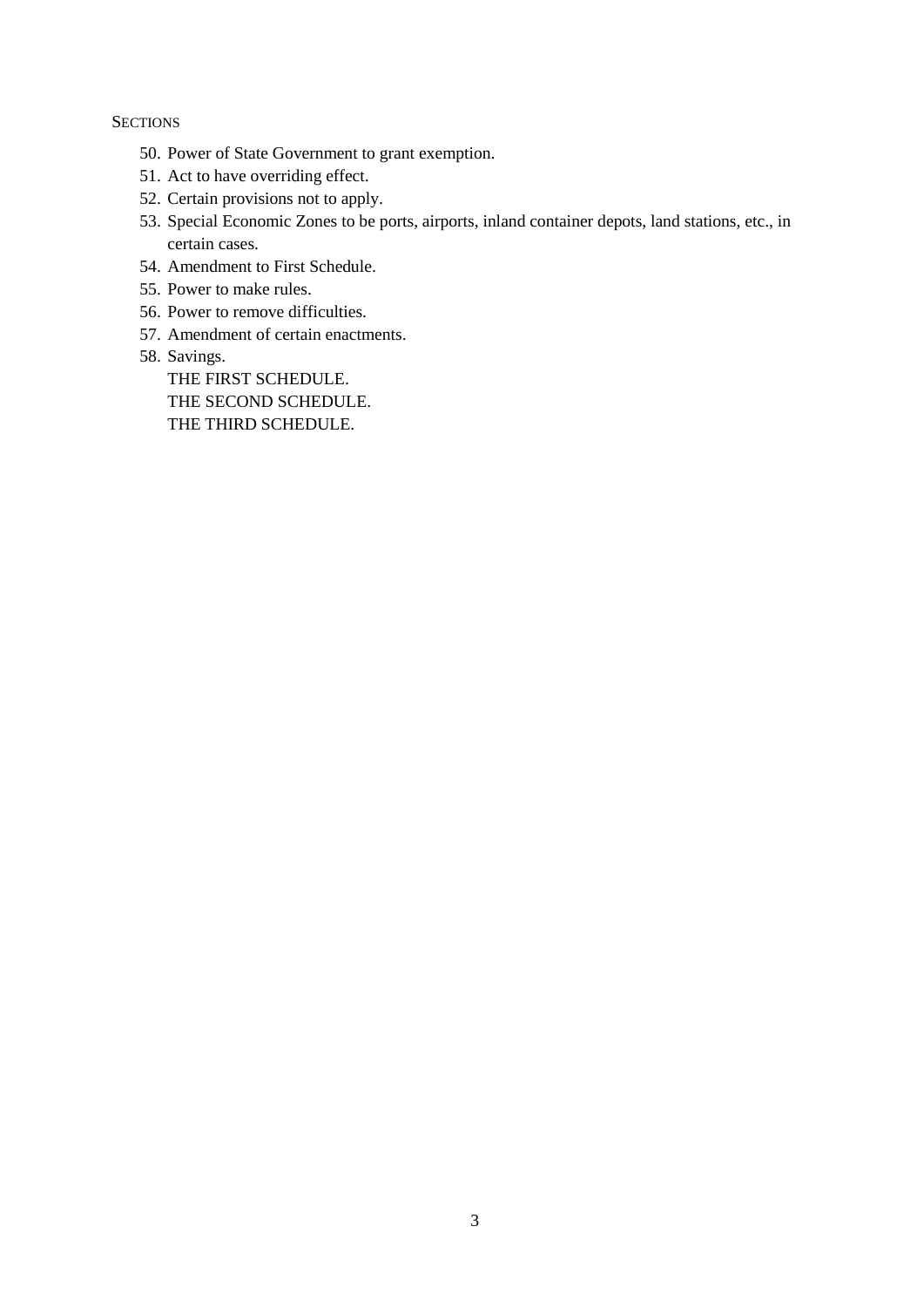SECTIONS

50. Power of State Government to grant exemption.
51. Act to have overriding effect.
52. Certain provisions not to apply.
53. Special Economic Zones to be ports, airports, inland container depots, land stations, etc., in certain cases.
54. Amendment to First Schedule.
55. Power to make rules.
56. Power to remove difficulties.
57. Amendment of certain enactments.
58. Savings.

THE FIRST SCHEDULE.

THE SECOND SCHEDULE.

THE THIRD SCHEDULE.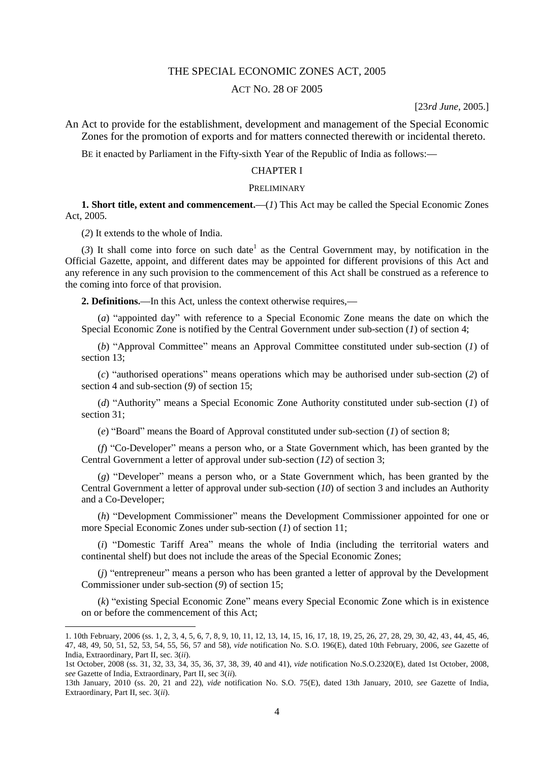# THE SPECIAL ECONOMIC ZONES ACT, 2005

## ACT NO. 28 OF 2005

[23*rd June*, 2005.]

An Act to provide for the establishment, development and management of the Special Economic Zones for the promotion of exports and for matters connected therewith or incidental thereto.

BE it enacted by Parliament in the Fifty-sixth Year of the Republic of India as follows:—

## CHAPTER I

### PRELIMINARY

**1. Short title, extent and commencement.**—(*1*) This Act may be called the Special Economic Zones Act, 2005.

(*2*) It extends to the whole of India.

(*3*) It shall come into force on such date[1] as the Central Government may, by notification in the Official Gazette, appoint, and different dates may be appointed for different provisions of this Act and any reference in any such provision to the commencement of this Act shall be construed as a reference to the coming into force of that provision.

**2. Definitions.**—In this Act, unless the context otherwise requires,—

(*a*) "appointed day" with reference to a Special Economic Zone means the date on which the Special Economic Zone is notified by the Central Government under sub-section (*1*) of section 4;

(*b*) "Approval Committee" means an Approval Committee constituted under sub-section (*1*) of section 13;

(*c*) "authorised operations" means operations which may be authorised under sub-section (*2*) of section 4 and sub-section (*9*) of section 15;

(*d*) "Authority" means a Special Economic Zone Authority constituted under sub-section (*1*) of section 31;

(*e*) "Board" means the Board of Approval constituted under sub-section (*1*) of section 8;

(*f*) "Co-Developer" means a person who, or a State Government which, has been granted by the Central Government a letter of approval under sub-section (*12*) of section 3;

(*g*) "Developer" means a person who, or a State Government which, has been granted by the Central Government a letter of approval under sub-section (*10*) of section 3 and includes an Authority and a Co-Developer;

(*h*) "Development Commissioner" means the Development Commissioner appointed for one or more Special Economic Zones under sub-section (*1*) of section 11;

(*i*) "Domestic Tariff Area" means the whole of India (including the territorial waters and continental shelf) but does not include the areas of the Special Economic Zones;

(*j*) "entrepreneur" means a person who has been granted a letter of approval by the Development Commissioner under sub-section (*9*) of section 15;

(*k*) "existing Special Economic Zone" means every Special Economic Zone which is in existence on or before the commencement of this Act;

---

1. 10th February, 2006 (ss. 1, 2, 3, 4, 5, 6, 7, 8, 9, 10, 11, 12, 13, 14, 15, 16, 17, 18, 19, 25, 26, 27, 28, 29, 30, 42, 43, 44, 45, 46, 47, 48, 49, 50, 51, 52, 53, 54, 55, 56, 57 and 58), *vide* notification No. S.O. 196(E), dated 10th February, 2006, *see* Gazette of India, Extraordinary, Part II, sec. 3(*ii*).

1st October, 2008 (ss. 31, 32, 33, 34, 35, 36, 37, 38, 39, 40 and 41), *vide* notification No.S.O.2320(E), dated 1st October, 2008, *see* Gazette of India, Extraordinary, Part II, sec 3(*ii*).

13th January, 2010 (ss. 20, 21 and 22), *vide* notification No. S.O. 75(E), dated 13th January, 2010, *see* Gazette of India, Extraordinary, Part II, sec. 3(*ii*).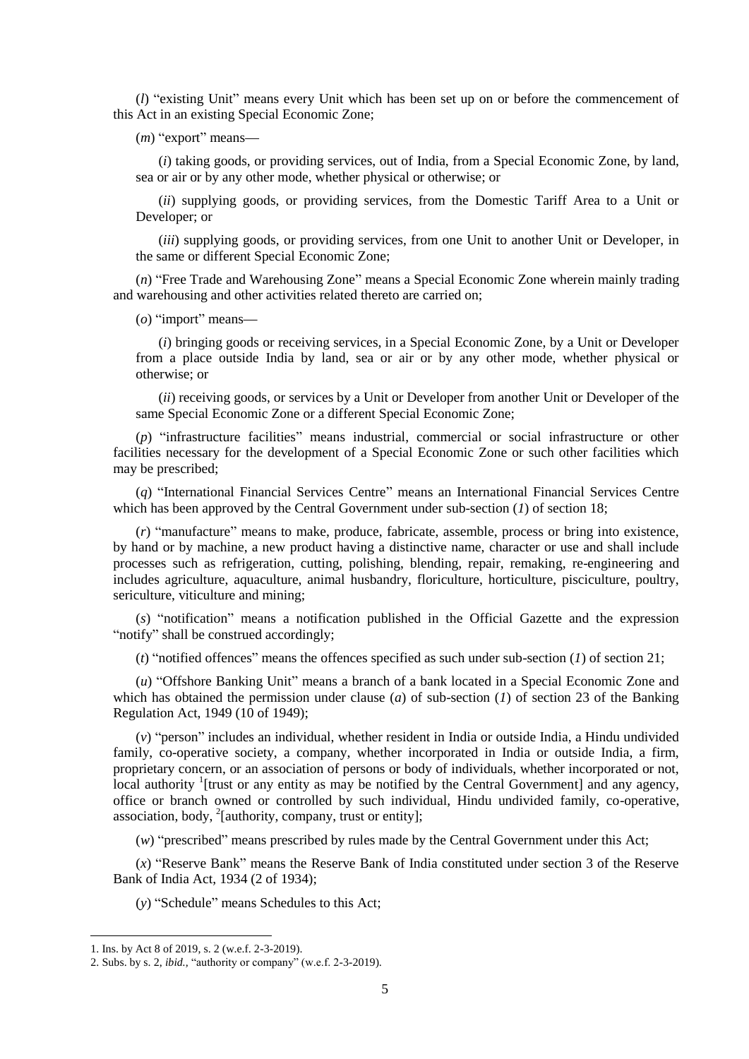(*l*) "existing Unit" means every Unit which has been set up on or before the commencement of this Act in an existing Special Economic Zone;

(*m*) "export" means—

(*i*) taking goods, or providing services, out of India, from a Special Economic Zone, by land, sea or air or by any other mode, whether physical or otherwise; or

(*ii*) supplying goods, or providing services, from the Domestic Tariff Area to a Unit or Developer; or

(*iii*) supplying goods, or providing services, from one Unit to another Unit or Developer, in the same or different Special Economic Zone;

(*n*) "Free Trade and Warehousing Zone" means a Special Economic Zone wherein mainly trading and warehousing and other activities related thereto are carried on;

(*o*) "import" means—

(*i*) bringing goods or receiving services, in a Special Economic Zone, by a Unit or Developer from a place outside India by land, sea or air or by any other mode, whether physical or otherwise; or

(*ii*) receiving goods, or services by a Unit or Developer from another Unit or Developer of the same Special Economic Zone or a different Special Economic Zone;

(*p*) "infrastructure facilities" means industrial, commercial or social infrastructure or other facilities necessary for the development of a Special Economic Zone or such other facilities which may be prescribed;

(*q*) "International Financial Services Centre" means an International Financial Services Centre which has been approved by the Central Government under sub-section (*1*) of section 18;

(*r*) "manufacture" means to make, produce, fabricate, assemble, process or bring into existence, by hand or by machine, a new product having a distinctive name, character or use and shall include processes such as refrigeration, cutting, polishing, blending, repair, remaking, re-engineering and includes agriculture, aquaculture, animal husbandry, floriculture, horticulture, pisciculture, poultry, sericulture, viticulture and mining;

(*s*) "notification" means a notification published in the Official Gazette and the expression "notify" shall be construed accordingly;

(*t*) "notified offences" means the offences specified as such under sub-section (*1*) of section 21;

(*u*) "Offshore Banking Unit" means a branch of a bank located in a Special Economic Zone and which has obtained the permission under clause (*a*) of sub-section (*1*) of section 23 of the Banking Regulation Act, 1949 (10 of 1949);

(*v*) "person" includes an individual, whether resident in India or outside India, a Hindu undivided family, co-operative society, a company, whether incorporated in India or outside India, a firm, proprietary concern, or an association of persons or body of individuals, whether incorporated or not, local authority [1][trust or any entity as may be notified by the Central Government] and any agency, office or branch owned or controlled by such individual, Hindu undivided family, co-operative, association, body, [2][authority, company, trust or entity];

(*w*) "prescribed" means prescribed by rules made by the Central Government under this Act;

(*x*) "Reserve Bank" means the Reserve Bank of India constituted under section 3 of the Reserve Bank of India Act, 1934 (2 of 1934);

(*y*) "Schedule" means Schedules to this Act;

---

1. Ins. by Act 8 of 2019, s. 2 (w.e.f. 2-3-2019).
2. Subs. by s. 2, *ibid.*, "authority or company" (w.e.f. 2-3-2019).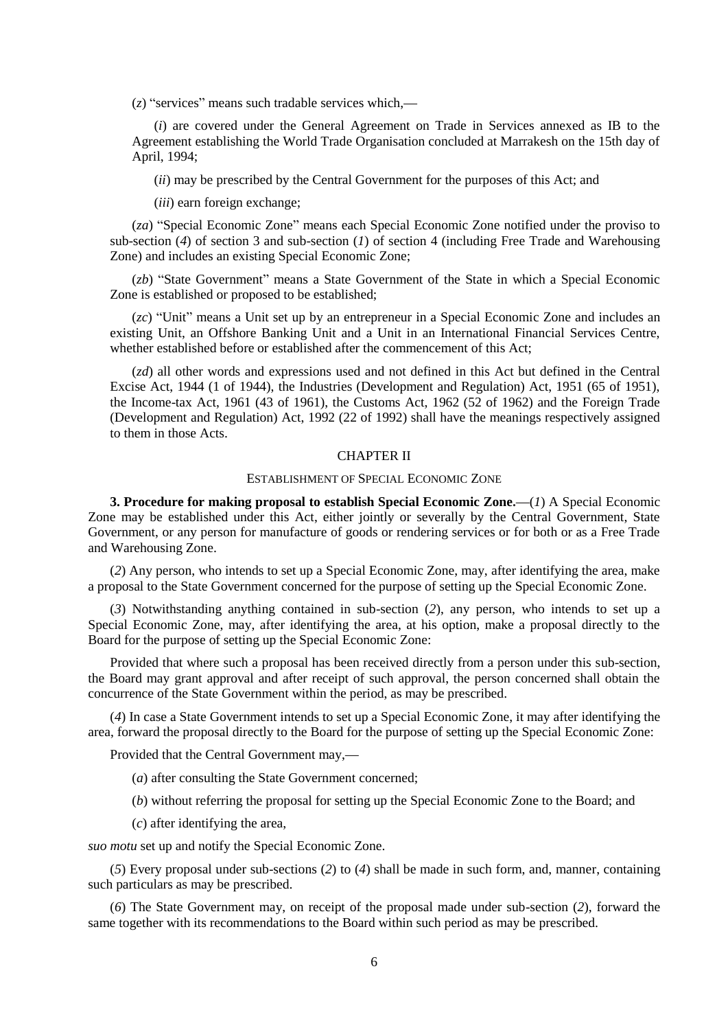(*z*) "services" means such tradable services which,—

(*i*) are covered under the General Agreement on Trade in Services annexed as IB to the Agreement establishing the World Trade Organisation concluded at Marrakesh on the 15th day of April, 1994;

(*ii*) may be prescribed by the Central Government for the purposes of this Act; and

(*iii*) earn foreign exchange;

(*za*) "Special Economic Zone" means each Special Economic Zone notified under the proviso to sub-section (*4*) of section 3 and sub-section (*1*) of section 4 (including Free Trade and Warehousing Zone) and includes an existing Special Economic Zone;

(*zb*) "State Government" means a State Government of the State in which a Special Economic Zone is established or proposed to be established;

(*zc*) "Unit" means a Unit set up by an entrepreneur in a Special Economic Zone and includes an existing Unit, an Offshore Banking Unit and a Unit in an International Financial Services Centre, whether established before or established after the commencement of this Act;

(*zd*) all other words and expressions used and not defined in this Act but defined in the Central Excise Act, 1944 (1 of 1944), the Industries (Development and Regulation) Act, 1951 (65 of 1951), the Income-tax Act, 1961 (43 of 1961), the Customs Act, 1962 (52 of 1962) and the Foreign Trade (Development and Regulation) Act, 1992 (22 of 1992) shall have the meanings respectively assigned to them in those Acts.

## CHAPTER II

### ESTABLISHMENT OF SPECIAL ECONOMIC ZONE

**3. Procedure for making proposal to establish Special Economic Zone.**—(*1*) A Special Economic Zone may be established under this Act, either jointly or severally by the Central Government, State Government, or any person for manufacture of goods or rendering services or for both or as a Free Trade and Warehousing Zone.

(*2*) Any person, who intends to set up a Special Economic Zone, may, after identifying the area, make a proposal to the State Government concerned for the purpose of setting up the Special Economic Zone.

(*3*) Notwithstanding anything contained in sub-section (*2*), any person, who intends to set up a Special Economic Zone, may, after identifying the area, at his option, make a proposal directly to the Board for the purpose of setting up the Special Economic Zone:

Provided that where such a proposal has been received directly from a person under this sub-section, the Board may grant approval and after receipt of such approval, the person concerned shall obtain the concurrence of the State Government within the period, as may be prescribed.

(*4*) In case a State Government intends to set up a Special Economic Zone, it may after identifying the area, forward the proposal directly to the Board for the purpose of setting up the Special Economic Zone:

Provided that the Central Government may,—

(*a*) after consulting the State Government concerned;

(*b*) without referring the proposal for setting up the Special Economic Zone to the Board; and

(*c*) after identifying the area,

*suo motu* set up and notify the Special Economic Zone.

(*5*) Every proposal under sub-sections (*2*) to (*4*) shall be made in such form, and, manner, containing such particulars as may be prescribed.

(*6*) The State Government may, on receipt of the proposal made under sub-section (*2*), forward the same together with its recommendations to the Board within such period as may be prescribed.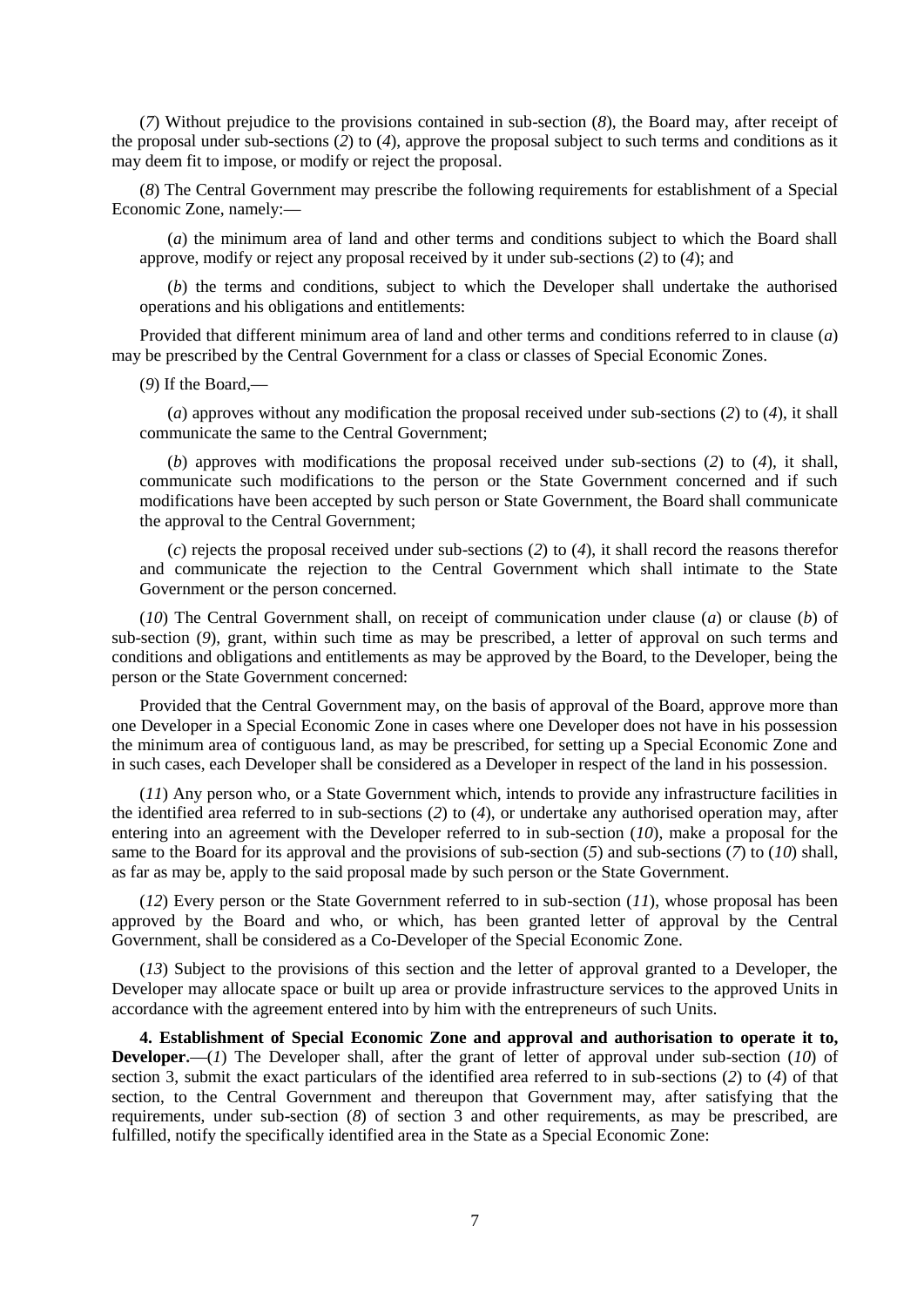(*7*) Without prejudice to the provisions contained in sub-section (*8*), the Board may, after receipt of the proposal under sub-sections (*2*) to (*4*), approve the proposal subject to such terms and conditions as it may deem fit to impose, or modify or reject the proposal.

(*8*) The Central Government may prescribe the following requirements for establishment of a Special Economic Zone, namely:—

(*a*) the minimum area of land and other terms and conditions subject to which the Board shall approve, modify or reject any proposal received by it under sub-sections (*2*) to (*4*); and

(*b*) the terms and conditions, subject to which the Developer shall undertake the authorised operations and his obligations and entitlements:

Provided that different minimum area of land and other terms and conditions referred to in clause (*a*) may be prescribed by the Central Government for a class or classes of Special Economic Zones.

(*9*) If the Board,—

(*a*) approves without any modification the proposal received under sub-sections (*2*) to (*4*), it shall communicate the same to the Central Government;

(*b*) approves with modifications the proposal received under sub-sections (*2*) to (*4*), it shall, communicate such modifications to the person or the State Government concerned and if such modifications have been accepted by such person or State Government, the Board shall communicate the approval to the Central Government;

(*c*) rejects the proposal received under sub-sections (*2*) to (*4*), it shall record the reasons therefor and communicate the rejection to the Central Government which shall intimate to the State Government or the person concerned.

(*10*) The Central Government shall, on receipt of communication under clause (*a*) or clause (*b*) of sub-section (*9*), grant, within such time as may be prescribed, a letter of approval on such terms and conditions and obligations and entitlements as may be approved by the Board, to the Developer, being the person or the State Government concerned:

Provided that the Central Government may, on the basis of approval of the Board, approve more than one Developer in a Special Economic Zone in cases where one Developer does not have in his possession the minimum area of contiguous land, as may be prescribed, for setting up a Special Economic Zone and in such cases, each Developer shall be considered as a Developer in respect of the land in his possession.

(*11*) Any person who, or a State Government which, intends to provide any infrastructure facilities in the identified area referred to in sub-sections (*2*) to (*4*), or undertake any authorised operation may, after entering into an agreement with the Developer referred to in sub-section (*10*), make a proposal for the same to the Board for its approval and the provisions of sub-section (*5*) and sub-sections (*7*) to (*10*) shall, as far as may be, apply to the said proposal made by such person or the State Government.

(*12*) Every person or the State Government referred to in sub-section (*11*), whose proposal has been approved by the Board and who, or which, has been granted letter of approval by the Central Government, shall be considered as a Co-Developer of the Special Economic Zone.

(*13*) Subject to the provisions of this section and the letter of approval granted to a Developer, the Developer may allocate space or built up area or provide infrastructure services to the approved Units in accordance with the agreement entered into by him with the entrepreneurs of such Units.

**4. Establishment of Special Economic Zone and approval and authorisation to operate it to, Developer.**—(*1*) The Developer shall, after the grant of letter of approval under sub-section (*10*) of section 3, submit the exact particulars of the identified area referred to in sub-sections (*2*) to (*4*) of that section, to the Central Government and thereupon that Government may, after satisfying that the requirements, under sub-section (*8*) of section 3 and other requirements, as may be prescribed, are fulfilled, notify the specifically identified area in the State as a Special Economic Zone: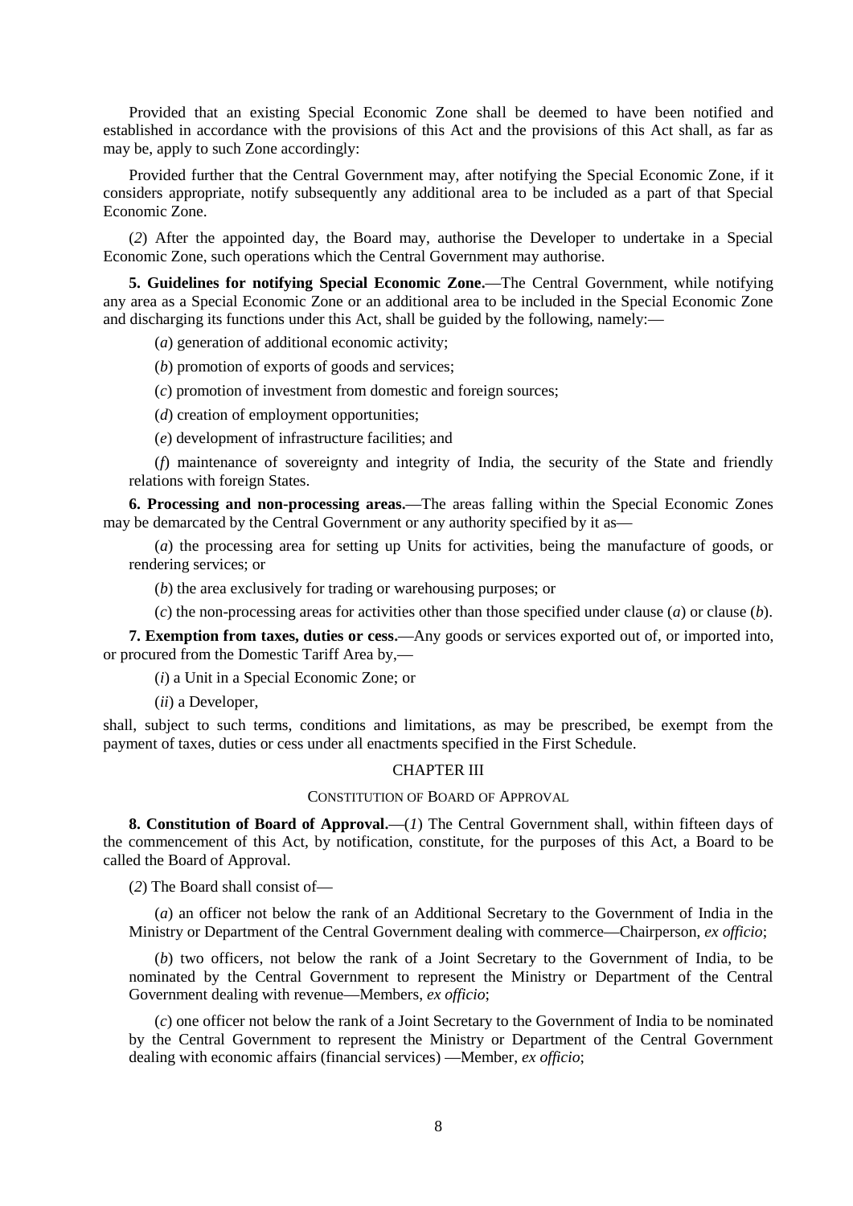Provided that an existing Special Economic Zone shall be deemed to have been notified and established in accordance with the provisions of this Act and the provisions of this Act shall, as far as may be, apply to such Zone accordingly:

Provided further that the Central Government may, after notifying the Special Economic Zone, if it considers appropriate, notify subsequently any additional area to be included as a part of that Special Economic Zone.

(*2*) After the appointed day, the Board may, authorise the Developer to undertake in a Special Economic Zone, such operations which the Central Government may authorise.

**5. Guidelines for notifying Special Economic Zone.**—The Central Government, while notifying any area as a Special Economic Zone or an additional area to be included in the Special Economic Zone and discharging its functions under this Act, shall be guided by the following, namely:—

(*a*) generation of additional economic activity;

(*b*) promotion of exports of goods and services;

(*c*) promotion of investment from domestic and foreign sources;

(*d*) creation of employment opportunities;

(*e*) development of infrastructure facilities; and

(*f*) maintenance of sovereignty and integrity of India, the security of the State and friendly relations with foreign States.

**6. Processing and non-processing areas.**—The areas falling within the Special Economic Zones may be demarcated by the Central Government or any authority specified by it as—

(*a*) the processing area for setting up Units for activities, being the manufacture of goods, or rendering services; or

(*b*) the area exclusively for trading or warehousing purposes; or

(*c*) the non-processing areas for activities other than those specified under clause (*a*) or clause (*b*).

**7. Exemption from taxes, duties or cess.**—Any goods or services exported out of, or imported into, or procured from the Domestic Tariff Area by,—

(*i*) a Unit in a Special Economic Zone; or

(*ii*) a Developer,

shall, subject to such terms, conditions and limitations, as may be prescribed, be exempt from the payment of taxes, duties or cess under all enactments specified in the First Schedule.

## CHAPTER III

### CONSTITUTION OF BOARD OF APPROVAL

**8. Constitution of Board of Approval.**—(*1*) The Central Government shall, within fifteen days of the commencement of this Act, by notification, constitute, for the purposes of this Act, a Board to be called the Board of Approval.

(*2*) The Board shall consist of—

(*a*) an officer not below the rank of an Additional Secretary to the Government of India in the Ministry or Department of the Central Government dealing with commerce—Chairperson, *ex officio*;

(*b*) two officers, not below the rank of a Joint Secretary to the Government of India, to be nominated by the Central Government to represent the Ministry or Department of the Central Government dealing with revenue—Members, *ex officio*;

(*c*) one officer not below the rank of a Joint Secretary to the Government of India to be nominated by the Central Government to represent the Ministry or Department of the Central Government dealing with economic affairs (financial services) —Member, *ex officio*;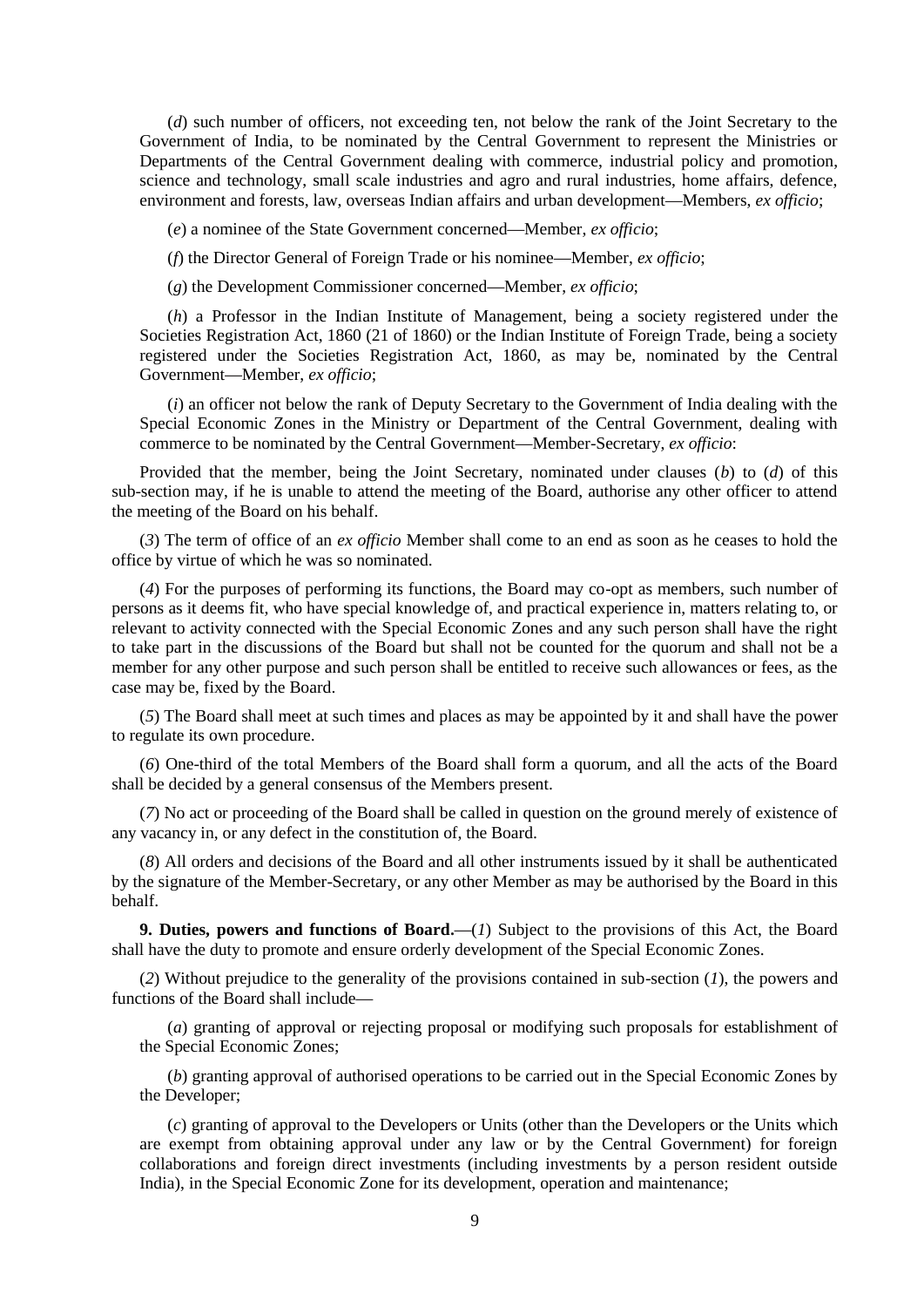(*d*) such number of officers, not exceeding ten, not below the rank of the Joint Secretary to the Government of India, to be nominated by the Central Government to represent the Ministries or Departments of the Central Government dealing with commerce, industrial policy and promotion, science and technology, small scale industries and agro and rural industries, home affairs, defence, environment and forests, law, overseas Indian affairs and urban development—Members, *ex officio*;

(*e*) a nominee of the State Government concerned—Member, *ex officio*;

(*f*) the Director General of Foreign Trade or his nominee—Member, *ex officio*;

(*g*) the Development Commissioner concerned—Member, *ex officio*;

(*h*) a Professor in the Indian Institute of Management, being a society registered under the Societies Registration Act, 1860 (21 of 1860) or the Indian Institute of Foreign Trade, being a society registered under the Societies Registration Act, 1860, as may be, nominated by the Central Government—Member, *ex officio*;

(*i*) an officer not below the rank of Deputy Secretary to the Government of India dealing with the Special Economic Zones in the Ministry or Department of the Central Government, dealing with commerce to be nominated by the Central Government—Member-Secretary, *ex officio*:

Provided that the member, being the Joint Secretary, nominated under clauses (*b*) to (*d*) of this sub-section may, if he is unable to attend the meeting of the Board, authorise any other officer to attend the meeting of the Board on his behalf.

(*3*) The term of office of an *ex officio* Member shall come to an end as soon as he ceases to hold the office by virtue of which he was so nominated.

(*4*) For the purposes of performing its functions, the Board may co-opt as members, such number of persons as it deems fit, who have special knowledge of, and practical experience in, matters relating to, or relevant to activity connected with the Special Economic Zones and any such person shall have the right to take part in the discussions of the Board but shall not be counted for the quorum and shall not be a member for any other purpose and such person shall be entitled to receive such allowances or fees, as the case may be, fixed by the Board.

(*5*) The Board shall meet at such times and places as may be appointed by it and shall have the power to regulate its own procedure.

(*6*) One-third of the total Members of the Board shall form a quorum, and all the acts of the Board shall be decided by a general consensus of the Members present.

(*7*) No act or proceeding of the Board shall be called in question on the ground merely of existence of any vacancy in, or any defect in the constitution of, the Board.

(*8*) All orders and decisions of the Board and all other instruments issued by it shall be authenticated by the signature of the Member-Secretary, or any other Member as may be authorised by the Board in this behalf.

**9. Duties, powers and functions of Board.**—(*1*) Subject to the provisions of this Act, the Board shall have the duty to promote and ensure orderly development of the Special Economic Zones.

(*2*) Without prejudice to the generality of the provisions contained in sub-section (*1*), the powers and functions of the Board shall include—

(*a*) granting of approval or rejecting proposal or modifying such proposals for establishment of the Special Economic Zones;

(*b*) granting approval of authorised operations to be carried out in the Special Economic Zones by the Developer;

(*c*) granting of approval to the Developers or Units (other than the Developers or the Units which are exempt from obtaining approval under any law or by the Central Government) for foreign collaborations and foreign direct investments (including investments by a person resident outside India), in the Special Economic Zone for its development, operation and maintenance;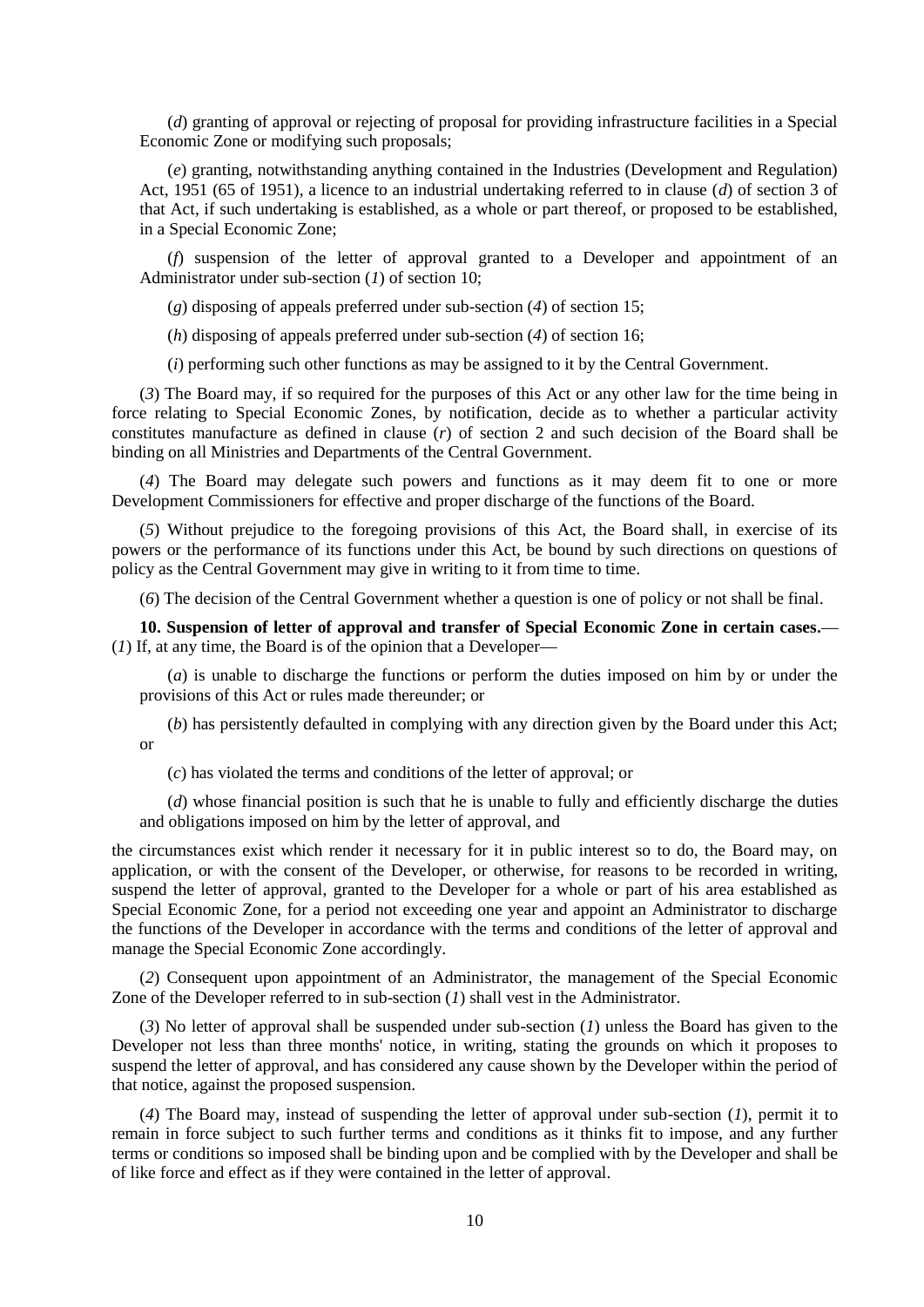(*d*) granting of approval or rejecting of proposal for providing infrastructure facilities in a Special Economic Zone or modifying such proposals;

(*e*) granting, notwithstanding anything contained in the Industries (Development and Regulation) Act, 1951 (65 of 1951), a licence to an industrial undertaking referred to in clause (*d*) of section 3 of that Act, if such undertaking is established, as a whole or part thereof, or proposed to be established, in a Special Economic Zone;

(*f*) suspension of the letter of approval granted to a Developer and appointment of an Administrator under sub-section (*1*) of section 10;

(*g*) disposing of appeals preferred under sub-section (*4*) of section 15;

(*h*) disposing of appeals preferred under sub-section (*4*) of section 16;

(*i*) performing such other functions as may be assigned to it by the Central Government.

(*3*) The Board may, if so required for the purposes of this Act or any other law for the time being in force relating to Special Economic Zones, by notification, decide as to whether a particular activity constitutes manufacture as defined in clause (*r*) of section 2 and such decision of the Board shall be binding on all Ministries and Departments of the Central Government.

(*4*) The Board may delegate such powers and functions as it may deem fit to one or more Development Commissioners for effective and proper discharge of the functions of the Board.

(*5*) Without prejudice to the foregoing provisions of this Act, the Board shall, in exercise of its powers or the performance of its functions under this Act, be bound by such directions on questions of policy as the Central Government may give in writing to it from time to time.

(*6*) The decision of the Central Government whether a question is one of policy or not shall be final.

**10. Suspension of letter of approval and transfer of Special Economic Zone in certain cases.**—(*1*) If, at any time, the Board is of the opinion that a Developer—

(*a*) is unable to discharge the functions or perform the duties imposed on him by or under the provisions of this Act or rules made thereunder; or

(*b*) has persistently defaulted in complying with any direction given by the Board under this Act; or

(*c*) has violated the terms and conditions of the letter of approval; or

(*d*) whose financial position is such that he is unable to fully and efficiently discharge the duties and obligations imposed on him by the letter of approval, and

the circumstances exist which render it necessary for it in public interest so to do, the Board may, on application, or with the consent of the Developer, or otherwise, for reasons to be recorded in writing, suspend the letter of approval, granted to the Developer for a whole or part of his area established as Special Economic Zone, for a period not exceeding one year and appoint an Administrator to discharge the functions of the Developer in accordance with the terms and conditions of the letter of approval and manage the Special Economic Zone accordingly.

(*2*) Consequent upon appointment of an Administrator, the management of the Special Economic Zone of the Developer referred to in sub-section (*1*) shall vest in the Administrator.

(*3*) No letter of approval shall be suspended under sub-section (*1*) unless the Board has given to the Developer not less than three months' notice, in writing, stating the grounds on which it proposes to suspend the letter of approval, and has considered any cause shown by the Developer within the period of that notice, against the proposed suspension.

(*4*) The Board may, instead of suspending the letter of approval under sub-section (*1*), permit it to remain in force subject to such further terms and conditions as it thinks fit to impose, and any further terms or conditions so imposed shall be binding upon and be complied with by the Developer and shall be of like force and effect as if they were contained in the letter of approval.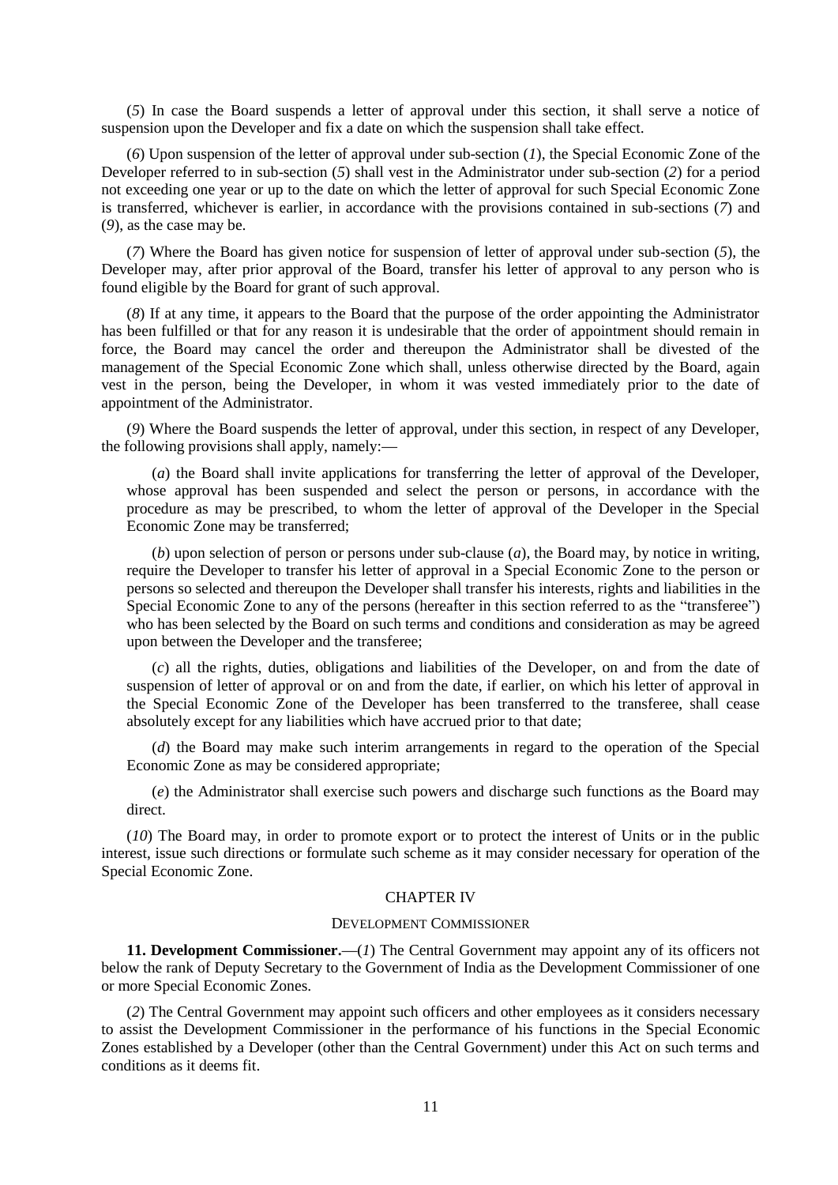(*5*) In case the Board suspends a letter of approval under this section, it shall serve a notice of suspension upon the Developer and fix a date on which the suspension shall take effect.

(*6*) Upon suspension of the letter of approval under sub-section (*1*), the Special Economic Zone of the Developer referred to in sub-section (*5*) shall vest in the Administrator under sub-section (*2*) for a period not exceeding one year or up to the date on which the letter of approval for such Special Economic Zone is transferred, whichever is earlier, in accordance with the provisions contained in sub-sections (*7*) and (*9*), as the case may be.

(*7*) Where the Board has given notice for suspension of letter of approval under sub-section (*5*), the Developer may, after prior approval of the Board, transfer his letter of approval to any person who is found eligible by the Board for grant of such approval.

(*8*) If at any time, it appears to the Board that the purpose of the order appointing the Administrator has been fulfilled or that for any reason it is undesirable that the order of appointment should remain in force, the Board may cancel the order and thereupon the Administrator shall be divested of the management of the Special Economic Zone which shall, unless otherwise directed by the Board, again vest in the person, being the Developer, in whom it was vested immediately prior to the date of appointment of the Administrator.

(*9*) Where the Board suspends the letter of approval, under this section, in respect of any Developer, the following provisions shall apply, namely:—

(*a*) the Board shall invite applications for transferring the letter of approval of the Developer, whose approval has been suspended and select the person or persons, in accordance with the procedure as may be prescribed, to whom the letter of approval of the Developer in the Special Economic Zone may be transferred;

(*b*) upon selection of person or persons under sub-clause (*a*), the Board may, by notice in writing, require the Developer to transfer his letter of approval in a Special Economic Zone to the person or persons so selected and thereupon the Developer shall transfer his interests, rights and liabilities in the Special Economic Zone to any of the persons (hereafter in this section referred to as the "transferee") who has been selected by the Board on such terms and conditions and consideration as may be agreed upon between the Developer and the transferee;

(*c*) all the rights, duties, obligations and liabilities of the Developer, on and from the date of suspension of letter of approval or on and from the date, if earlier, on which his letter of approval in the Special Economic Zone of the Developer has been transferred to the transferee, shall cease absolutely except for any liabilities which have accrued prior to that date;

(*d*) the Board may make such interim arrangements in regard to the operation of the Special Economic Zone as may be considered appropriate;

(*e*) the Administrator shall exercise such powers and discharge such functions as the Board may direct.

(*10*) The Board may, in order to promote export or to protect the interest of Units or in the public interest, issue such directions or formulate such scheme as it may consider necessary for operation of the Special Economic Zone.

## CHAPTER IV

### DEVELOPMENT COMMISSIONER

**11. Development Commissioner.**—(*1*) The Central Government may appoint any of its officers not below the rank of Deputy Secretary to the Government of India as the Development Commissioner of one or more Special Economic Zones.

(*2*) The Central Government may appoint such officers and other employees as it considers necessary to assist the Development Commissioner in the performance of his functions in the Special Economic Zones established by a Developer (other than the Central Government) under this Act on such terms and conditions as it deems fit.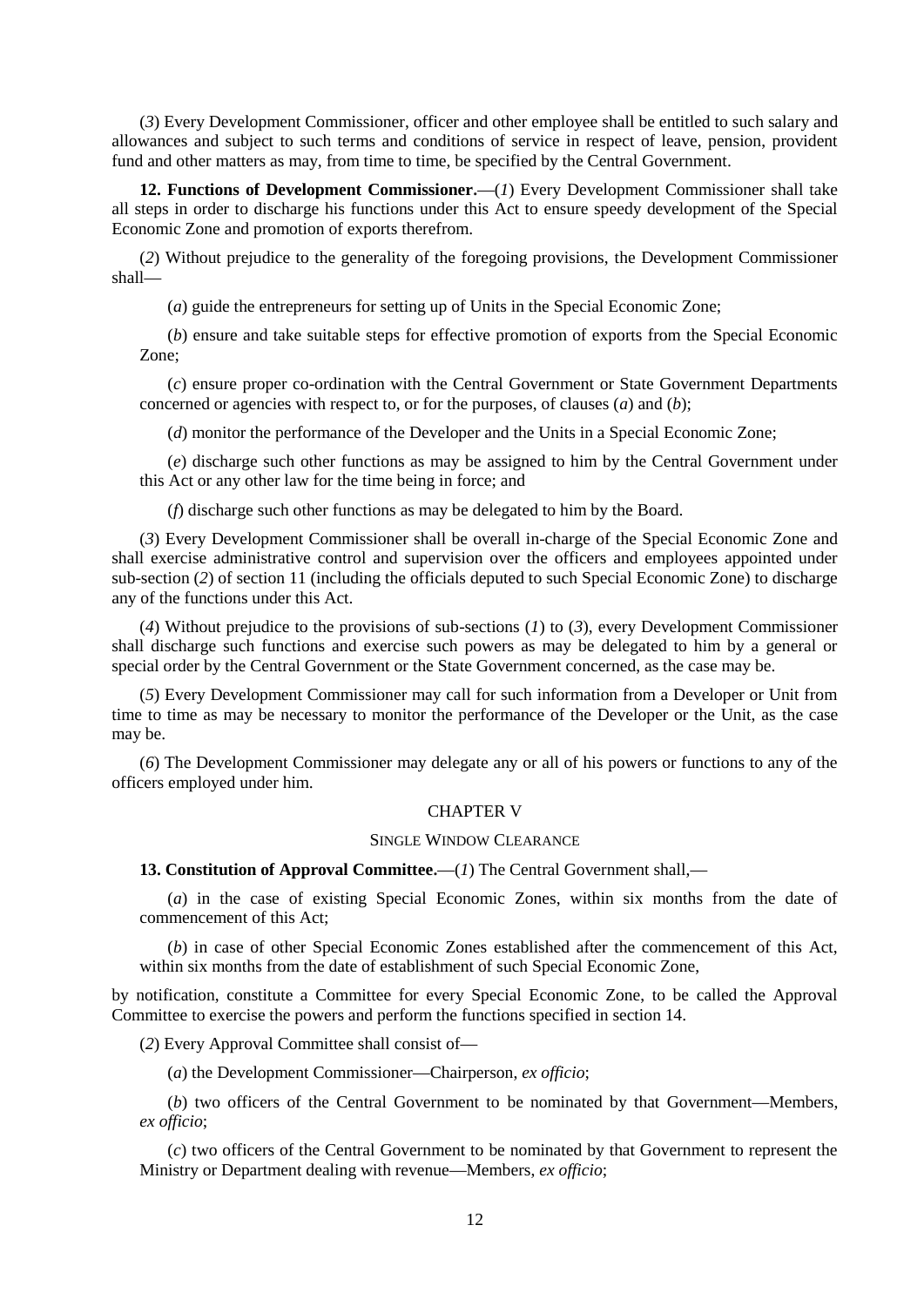(*3*) Every Development Commissioner, officer and other employee shall be entitled to such salary and allowances and subject to such terms and conditions of service in respect of leave, pension, provident fund and other matters as may, from time to time, be specified by the Central Government.

**12. Functions of Development Commissioner.**—(*1*) Every Development Commissioner shall take all steps in order to discharge his functions under this Act to ensure speedy development of the Special Economic Zone and promotion of exports therefrom.

(*2*) Without prejudice to the generality of the foregoing provisions, the Development Commissioner shall—

(*a*) guide the entrepreneurs for setting up of Units in the Special Economic Zone;

(*b*) ensure and take suitable steps for effective promotion of exports from the Special Economic Zone;

(*c*) ensure proper co-ordination with the Central Government or State Government Departments concerned or agencies with respect to, or for the purposes, of clauses (*a*) and (*b*);

(*d*) monitor the performance of the Developer and the Units in a Special Economic Zone;

(*e*) discharge such other functions as may be assigned to him by the Central Government under this Act or any other law for the time being in force; and

(*f*) discharge such other functions as may be delegated to him by the Board.

(*3*) Every Development Commissioner shall be overall in-charge of the Special Economic Zone and shall exercise administrative control and supervision over the officers and employees appointed under sub-section (*2*) of section 11 (including the officials deputed to such Special Economic Zone) to discharge any of the functions under this Act.

(*4*) Without prejudice to the provisions of sub-sections (*1*) to (*3*), every Development Commissioner shall discharge such functions and exercise such powers as may be delegated to him by a general or special order by the Central Government or the State Government concerned, as the case may be.

(*5*) Every Development Commissioner may call for such information from a Developer or Unit from time to time as may be necessary to monitor the performance of the Developer or the Unit, as the case may be.

(*6*) The Development Commissioner may delegate any or all of his powers or functions to any of the officers employed under him.

## CHAPTER V

### SINGLE WINDOW CLEARANCE

**13. Constitution of Approval Committee.**—(*1*) The Central Government shall,—

(*a*) in the case of existing Special Economic Zones, within six months from the date of commencement of this Act;

(*b*) in case of other Special Economic Zones established after the commencement of this Act, within six months from the date of establishment of such Special Economic Zone,

by notification, constitute a Committee for every Special Economic Zone, to be called the Approval Committee to exercise the powers and perform the functions specified in section 14.

(*2*) Every Approval Committee shall consist of—

(*a*) the Development Commissioner—Chairperson, *ex officio*;

(*b*) two officers of the Central Government to be nominated by that Government—Members, *ex officio*;

(*c*) two officers of the Central Government to be nominated by that Government to represent the Ministry or Department dealing with revenue—Members, *ex officio*;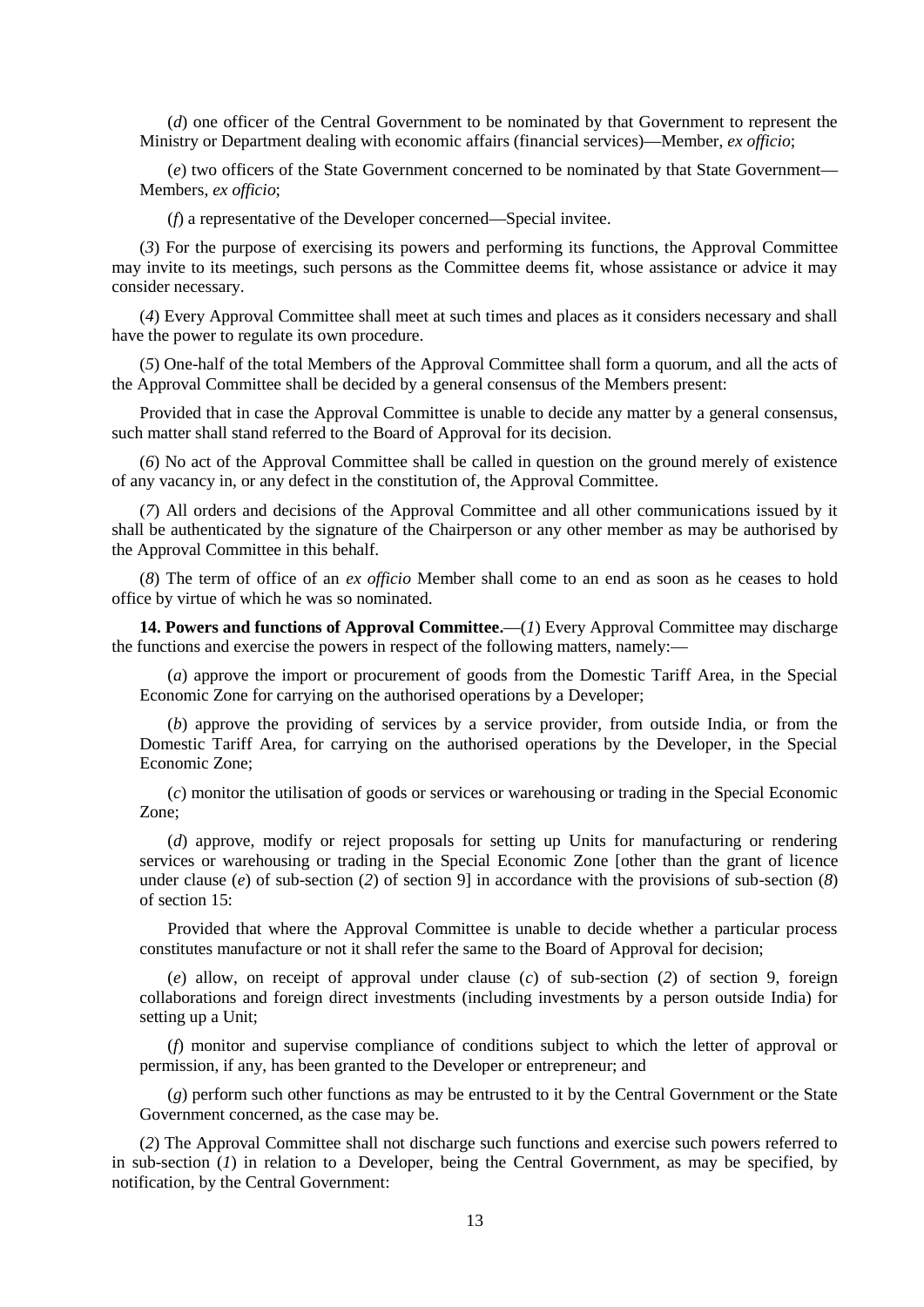(*d*) one officer of the Central Government to be nominated by that Government to represent the Ministry or Department dealing with economic affairs (financial services)—Member, *ex officio*;

(*e*) two officers of the State Government concerned to be nominated by that State Government—Members, *ex officio*;

(*f*) a representative of the Developer concerned—Special invitee.

(*3*) For the purpose of exercising its powers and performing its functions, the Approval Committee may invite to its meetings, such persons as the Committee deems fit, whose assistance or advice it may consider necessary.

(*4*) Every Approval Committee shall meet at such times and places as it considers necessary and shall have the power to regulate its own procedure.

(*5*) One-half of the total Members of the Approval Committee shall form a quorum, and all the acts of the Approval Committee shall be decided by a general consensus of the Members present:

Provided that in case the Approval Committee is unable to decide any matter by a general consensus, such matter shall stand referred to the Board of Approval for its decision.

(*6*) No act of the Approval Committee shall be called in question on the ground merely of existence of any vacancy in, or any defect in the constitution of, the Approval Committee.

(*7*) All orders and decisions of the Approval Committee and all other communications issued by it shall be authenticated by the signature of the Chairperson or any other member as may be authorised by the Approval Committee in this behalf.

(*8*) The term of office of an *ex officio* Member shall come to an end as soon as he ceases to hold office by virtue of which he was so nominated.

**14. Powers and functions of Approval Committee.**—(*1*) Every Approval Committee may discharge the functions and exercise the powers in respect of the following matters, namely:—

(*a*) approve the import or procurement of goods from the Domestic Tariff Area, in the Special Economic Zone for carrying on the authorised operations by a Developer;

(*b*) approve the providing of services by a service provider, from outside India, or from the Domestic Tariff Area, for carrying on the authorised operations by the Developer, in the Special Economic Zone;

(*c*) monitor the utilisation of goods or services or warehousing or trading in the Special Economic Zone;

(*d*) approve, modify or reject proposals for setting up Units for manufacturing or rendering services or warehousing or trading in the Special Economic Zone [other than the grant of licence under clause (*e*) of sub-section (*2*) of section 9] in accordance with the provisions of sub-section (*8*) of section 15:

Provided that where the Approval Committee is unable to decide whether a particular process constitutes manufacture or not it shall refer the same to the Board of Approval for decision;

(*e*) allow, on receipt of approval under clause (*c*) of sub-section (*2*) of section 9, foreign collaborations and foreign direct investments (including investments by a person outside India) for setting up a Unit;

(*f*) monitor and supervise compliance of conditions subject to which the letter of approval or permission, if any, has been granted to the Developer or entrepreneur; and

(*g*) perform such other functions as may be entrusted to it by the Central Government or the State Government concerned, as the case may be.

(*2*) The Approval Committee shall not discharge such functions and exercise such powers referred to in sub-section (*1*) in relation to a Developer, being the Central Government, as may be specified, by notification, by the Central Government: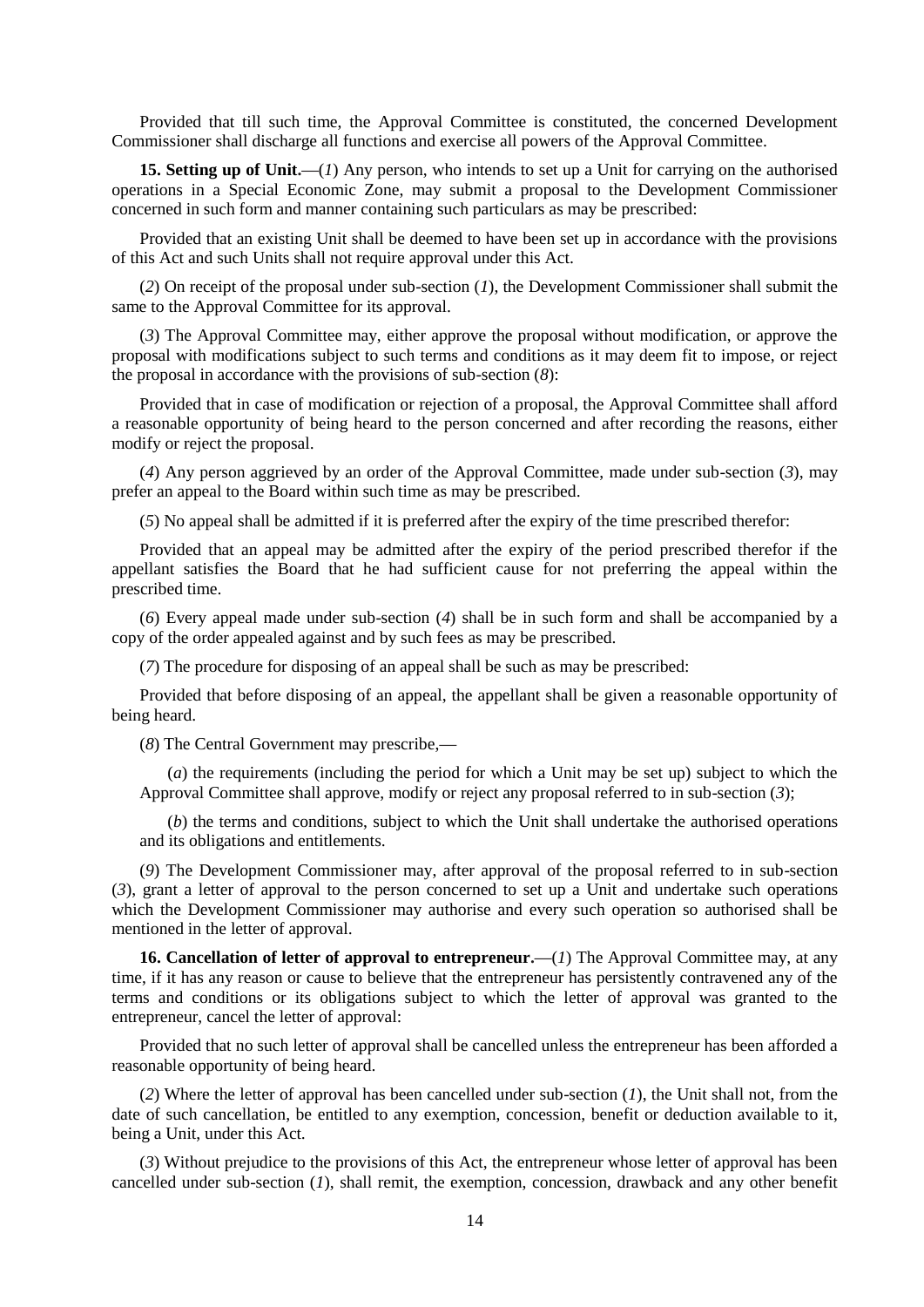Provided that till such time, the Approval Committee is constituted, the concerned Development Commissioner shall discharge all functions and exercise all powers of the Approval Committee.

**15. Setting up of Unit.**—(*1*) Any person, who intends to set up a Unit for carrying on the authorised operations in a Special Economic Zone, may submit a proposal to the Development Commissioner concerned in such form and manner containing such particulars as may be prescribed:

Provided that an existing Unit shall be deemed to have been set up in accordance with the provisions of this Act and such Units shall not require approval under this Act.

(*2*) On receipt of the proposal under sub-section (*1*), the Development Commissioner shall submit the same to the Approval Committee for its approval.

(*3*) The Approval Committee may, either approve the proposal without modification, or approve the proposal with modifications subject to such terms and conditions as it may deem fit to impose, or reject the proposal in accordance with the provisions of sub-section (*8*):

Provided that in case of modification or rejection of a proposal, the Approval Committee shall afford a reasonable opportunity of being heard to the person concerned and after recording the reasons, either modify or reject the proposal.

(*4*) Any person aggrieved by an order of the Approval Committee, made under sub-section (*3*), may prefer an appeal to the Board within such time as may be prescribed.

(*5*) No appeal shall be admitted if it is preferred after the expiry of the time prescribed therefor:

Provided that an appeal may be admitted after the expiry of the period prescribed therefor if the appellant satisfies the Board that he had sufficient cause for not preferring the appeal within the prescribed time.

(*6*) Every appeal made under sub-section (*4*) shall be in such form and shall be accompanied by a copy of the order appealed against and by such fees as may be prescribed.

(*7*) The procedure for disposing of an appeal shall be such as may be prescribed:

Provided that before disposing of an appeal, the appellant shall be given a reasonable opportunity of being heard.

(*8*) The Central Government may prescribe,—

(*a*) the requirements (including the period for which a Unit may be set up) subject to which the Approval Committee shall approve, modify or reject any proposal referred to in sub-section (*3*);

(*b*) the terms and conditions, subject to which the Unit shall undertake the authorised operations and its obligations and entitlements.

(*9*) The Development Commissioner may, after approval of the proposal referred to in sub-section (*3*), grant a letter of approval to the person concerned to set up a Unit and undertake such operations which the Development Commissioner may authorise and every such operation so authorised shall be mentioned in the letter of approval.

**16. Cancellation of letter of approval to entrepreneur.**—(*1*) The Approval Committee may, at any time, if it has any reason or cause to believe that the entrepreneur has persistently contravened any of the terms and conditions or its obligations subject to which the letter of approval was granted to the entrepreneur, cancel the letter of approval:

Provided that no such letter of approval shall be cancelled unless the entrepreneur has been afforded a reasonable opportunity of being heard.

(*2*) Where the letter of approval has been cancelled under sub-section (*1*), the Unit shall not, from the date of such cancellation, be entitled to any exemption, concession, benefit or deduction available to it, being a Unit, under this Act.

(*3*) Without prejudice to the provisions of this Act, the entrepreneur whose letter of approval has been cancelled under sub-section (*1*), shall remit, the exemption, concession, drawback and any other benefit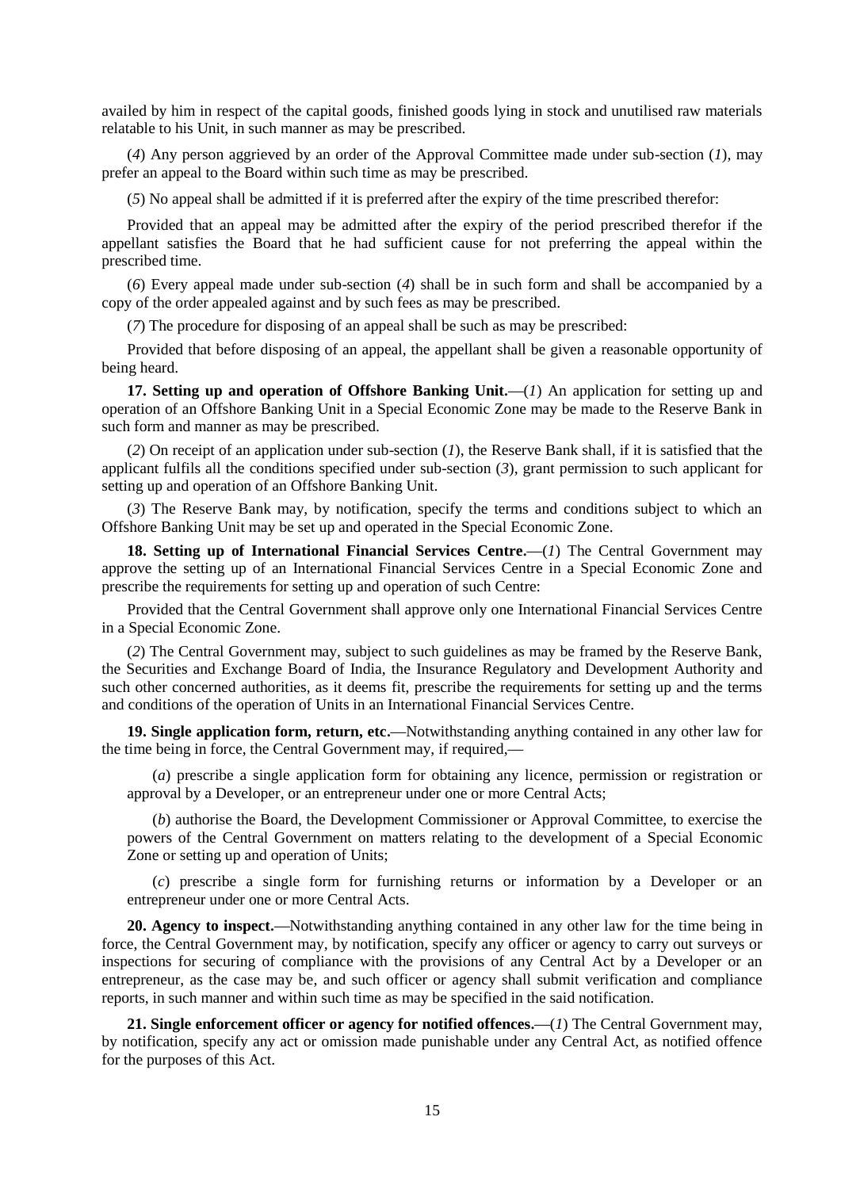availed by him in respect of the capital goods, finished goods lying in stock and unutilised raw materials relatable to his Unit, in such manner as may be prescribed.

(*4*) Any person aggrieved by an order of the Approval Committee made under sub-section (*1*), may prefer an appeal to the Board within such time as may be prescribed.

(*5*) No appeal shall be admitted if it is preferred after the expiry of the time prescribed therefor:

Provided that an appeal may be admitted after the expiry of the period prescribed therefor if the appellant satisfies the Board that he had sufficient cause for not preferring the appeal within the prescribed time.

(*6*) Every appeal made under sub-section (*4*) shall be in such form and shall be accompanied by a copy of the order appealed against and by such fees as may be prescribed.

(*7*) The procedure for disposing of an appeal shall be such as may be prescribed:

Provided that before disposing of an appeal, the appellant shall be given a reasonable opportunity of being heard.

**17. Setting up and operation of Offshore Banking Unit.**—(*1*) An application for setting up and operation of an Offshore Banking Unit in a Special Economic Zone may be made to the Reserve Bank in such form and manner as may be prescribed.

(*2*) On receipt of an application under sub-section (*1*), the Reserve Bank shall, if it is satisfied that the applicant fulfils all the conditions specified under sub-section (*3*), grant permission to such applicant for setting up and operation of an Offshore Banking Unit.

(*3*) The Reserve Bank may, by notification, specify the terms and conditions subject to which an Offshore Banking Unit may be set up and operated in the Special Economic Zone.

**18. Setting up of International Financial Services Centre.**—(*1*) The Central Government may approve the setting up of an International Financial Services Centre in a Special Economic Zone and prescribe the requirements for setting up and operation of such Centre:

Provided that the Central Government shall approve only one International Financial Services Centre in a Special Economic Zone.

(*2*) The Central Government may, subject to such guidelines as may be framed by the Reserve Bank, the Securities and Exchange Board of India, the Insurance Regulatory and Development Authority and such other concerned authorities, as it deems fit, prescribe the requirements for setting up and the terms and conditions of the operation of Units in an International Financial Services Centre.

**19. Single application form, return, etc.**—Notwithstanding anything contained in any other law for the time being in force, the Central Government may, if required,—

(*a*) prescribe a single application form for obtaining any licence, permission or registration or approval by a Developer, or an entrepreneur under one or more Central Acts;

(*b*) authorise the Board, the Development Commissioner or Approval Committee, to exercise the powers of the Central Government on matters relating to the development of a Special Economic Zone or setting up and operation of Units;

(*c*) prescribe a single form for furnishing returns or information by a Developer or an entrepreneur under one or more Central Acts.

**20. Agency to inspect.**—Notwithstanding anything contained in any other law for the time being in force, the Central Government may, by notification, specify any officer or agency to carry out surveys or inspections for securing of compliance with the provisions of any Central Act by a Developer or an entrepreneur, as the case may be, and such officer or agency shall submit verification and compliance reports, in such manner and within such time as may be specified in the said notification.

**21. Single enforcement officer or agency for notified offences.**—(*1*) The Central Government may, by notification, specify any act or omission made punishable under any Central Act, as notified offence for the purposes of this Act.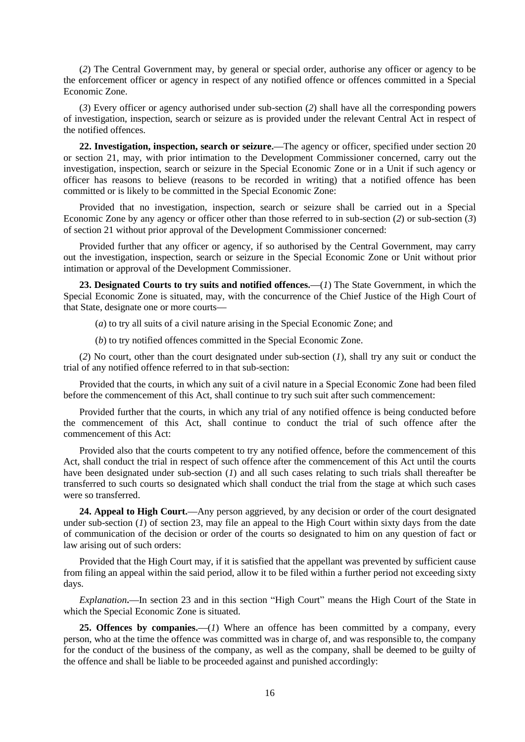(*2*) The Central Government may, by general or special order, authorise any officer or agency to be the enforcement officer or agency in respect of any notified offence or offences committed in a Special Economic Zone.

(*3*) Every officer or agency authorised under sub-section (*2*) shall have all the corresponding powers of investigation, inspection, search or seizure as is provided under the relevant Central Act in respect of the notified offences.

**22. Investigation, inspection, search or seizure.**—The agency or officer, specified under section 20 or section 21, may, with prior intimation to the Development Commissioner concerned, carry out the investigation, inspection, search or seizure in the Special Economic Zone or in a Unit if such agency or officer has reasons to believe (reasons to be recorded in writing) that a notified offence has been committed or is likely to be committed in the Special Economic Zone:

Provided that no investigation, inspection, search or seizure shall be carried out in a Special Economic Zone by any agency or officer other than those referred to in sub-section (*2*) or sub-section (*3*) of section 21 without prior approval of the Development Commissioner concerned:

Provided further that any officer or agency, if so authorised by the Central Government, may carry out the investigation, inspection, search or seizure in the Special Economic Zone or Unit without prior intimation or approval of the Development Commissioner.

**23. Designated Courts to try suits and notified offences.**—(*1*) The State Government, in which the Special Economic Zone is situated, may, with the concurrence of the Chief Justice of the High Court of that State, designate one or more courts—

(*a*) to try all suits of a civil nature arising in the Special Economic Zone; and

(*b*) to try notified offences committed in the Special Economic Zone.

(*2*) No court, other than the court designated under sub-section (*1*), shall try any suit or conduct the trial of any notified offence referred to in that sub-section:

Provided that the courts, in which any suit of a civil nature in a Special Economic Zone had been filed before the commencement of this Act, shall continue to try such suit after such commencement:

Provided further that the courts, in which any trial of any notified offence is being conducted before the commencement of this Act, shall continue to conduct the trial of such offence after the commencement of this Act:

Provided also that the courts competent to try any notified offence, before the commencement of this Act, shall conduct the trial in respect of such offence after the commencement of this Act until the courts have been designated under sub-section (*1*) and all such cases relating to such trials shall thereafter be transferred to such courts so designated which shall conduct the trial from the stage at which such cases were so transferred.

**24. Appeal to High Court.**—Any person aggrieved, by any decision or order of the court designated under sub-section (*1*) of section 23, may file an appeal to the High Court within sixty days from the date of communication of the decision or order of the courts so designated to him on any question of fact or law arising out of such orders:

Provided that the High Court may, if it is satisfied that the appellant was prevented by sufficient cause from filing an appeal within the said period, allow it to be filed within a further period not exceeding sixty days.

*Explanation*.—In section 23 and in this section "High Court" means the High Court of the State in which the Special Economic Zone is situated.

**25. Offences by companies.**—(*1*) Where an offence has been committed by a company, every person, who at the time the offence was committed was in charge of, and was responsible to, the company for the conduct of the business of the company, as well as the company, shall be deemed to be guilty of the offence and shall be liable to be proceeded against and punished accordingly: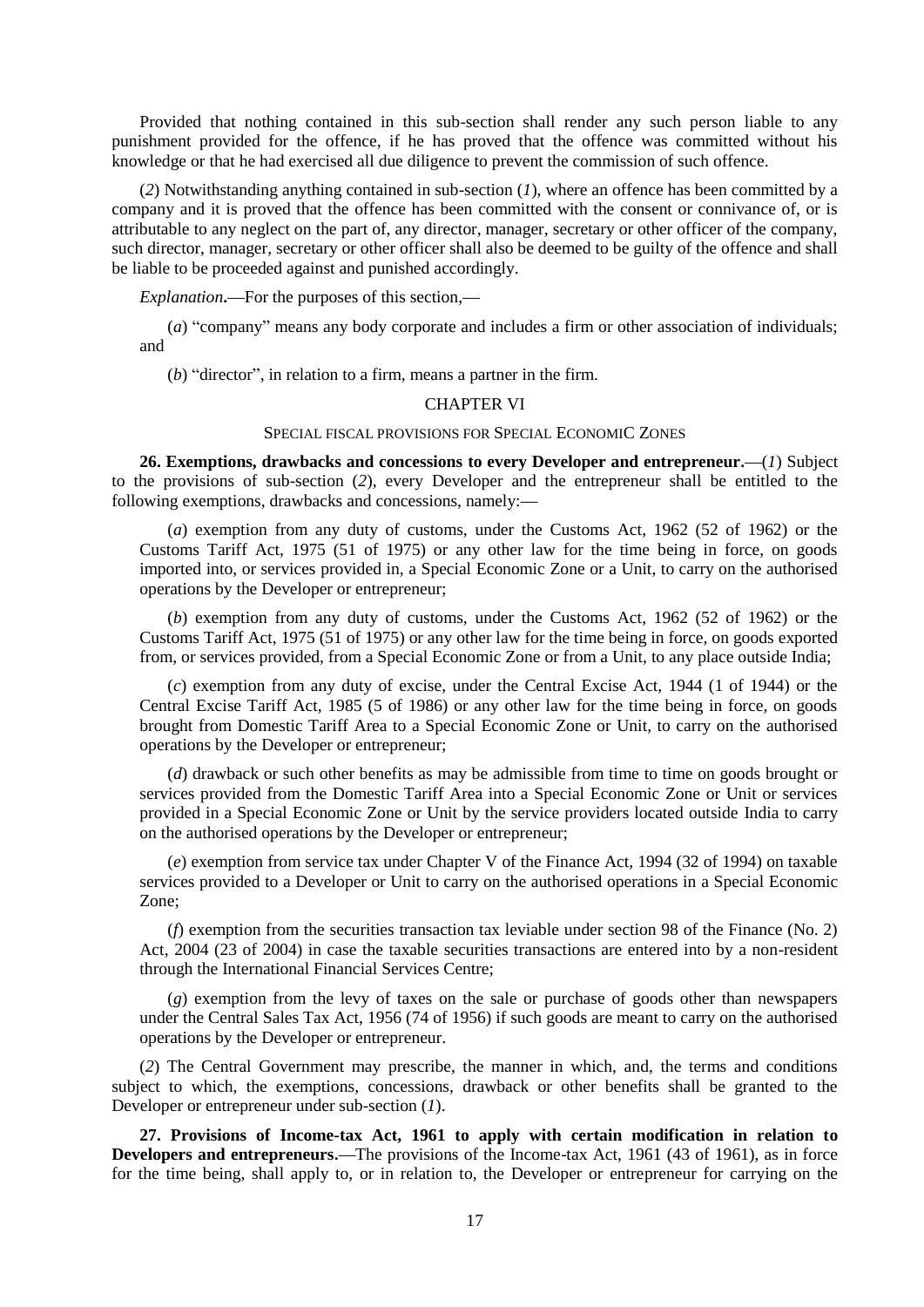Provided that nothing contained in this sub-section shall render any such person liable to any punishment provided for the offence, if he has proved that the offence was committed without his knowledge or that he had exercised all due diligence to prevent the commission of such offence.

(*2*) Notwithstanding anything contained in sub-section (*1*), where an offence has been committed by a company and it is proved that the offence has been committed with the consent or connivance of, or is attributable to any neglect on the part of, any director, manager, secretary or other officer of the company, such director, manager, secretary or other officer shall also be deemed to be guilty of the offence and shall be liable to be proceeded against and punished accordingly.

*Explanation***.**—For the purposes of this section,—

(*a*) "company" means any body corporate and includes a firm or other association of individuals; and

(*b*) "director", in relation to a firm, means a partner in the firm.

## CHAPTER VI

### SPECIAL FISCAL PROVISIONS FOR SPECIAL ECONOMIC ZONES

**26. Exemptions, drawbacks and concessions to every Developer and entrepreneur.**—(*1*) Subject to the provisions of sub-section (*2*), every Developer and the entrepreneur shall be entitled to the following exemptions, drawbacks and concessions, namely:—

(*a*) exemption from any duty of customs, under the Customs Act, 1962 (52 of 1962) or the Customs Tariff Act, 1975 (51 of 1975) or any other law for the time being in force, on goods imported into, or services provided in, a Special Economic Zone or a Unit, to carry on the authorised operations by the Developer or entrepreneur;

(*b*) exemption from any duty of customs, under the Customs Act, 1962 (52 of 1962) or the Customs Tariff Act, 1975 (51 of 1975) or any other law for the time being in force, on goods exported from, or services provided, from a Special Economic Zone or from a Unit, to any place outside India;

(*c*) exemption from any duty of excise, under the Central Excise Act, 1944 (1 of 1944) or the Central Excise Tariff Act, 1985 (5 of 1986) or any other law for the time being in force, on goods brought from Domestic Tariff Area to a Special Economic Zone or Unit, to carry on the authorised operations by the Developer or entrepreneur;

(*d*) drawback or such other benefits as may be admissible from time to time on goods brought or services provided from the Domestic Tariff Area into a Special Economic Zone or Unit or services provided in a Special Economic Zone or Unit by the service providers located outside India to carry on the authorised operations by the Developer or entrepreneur;

(*e*) exemption from service tax under Chapter V of the Finance Act, 1994 (32 of 1994) on taxable services provided to a Developer or Unit to carry on the authorised operations in a Special Economic Zone;

(*f*) exemption from the securities transaction tax leviable under section 98 of the Finance (No. 2) Act, 2004 (23 of 2004) in case the taxable securities transactions are entered into by a non-resident through the International Financial Services Centre;

(*g*) exemption from the levy of taxes on the sale or purchase of goods other than newspapers under the Central Sales Tax Act, 1956 (74 of 1956) if such goods are meant to carry on the authorised operations by the Developer or entrepreneur.

(*2*) The Central Government may prescribe, the manner in which, and, the terms and conditions subject to which, the exemptions, concessions, drawback or other benefits shall be granted to the Developer or entrepreneur under sub-section (*1*).

**27. Provisions of Income-tax Act, 1961 to apply with certain modification in relation to Developers and entrepreneurs.**—The provisions of the Income-tax Act, 1961 (43 of 1961), as in force for the time being, shall apply to, or in relation to, the Developer or entrepreneur for carrying on the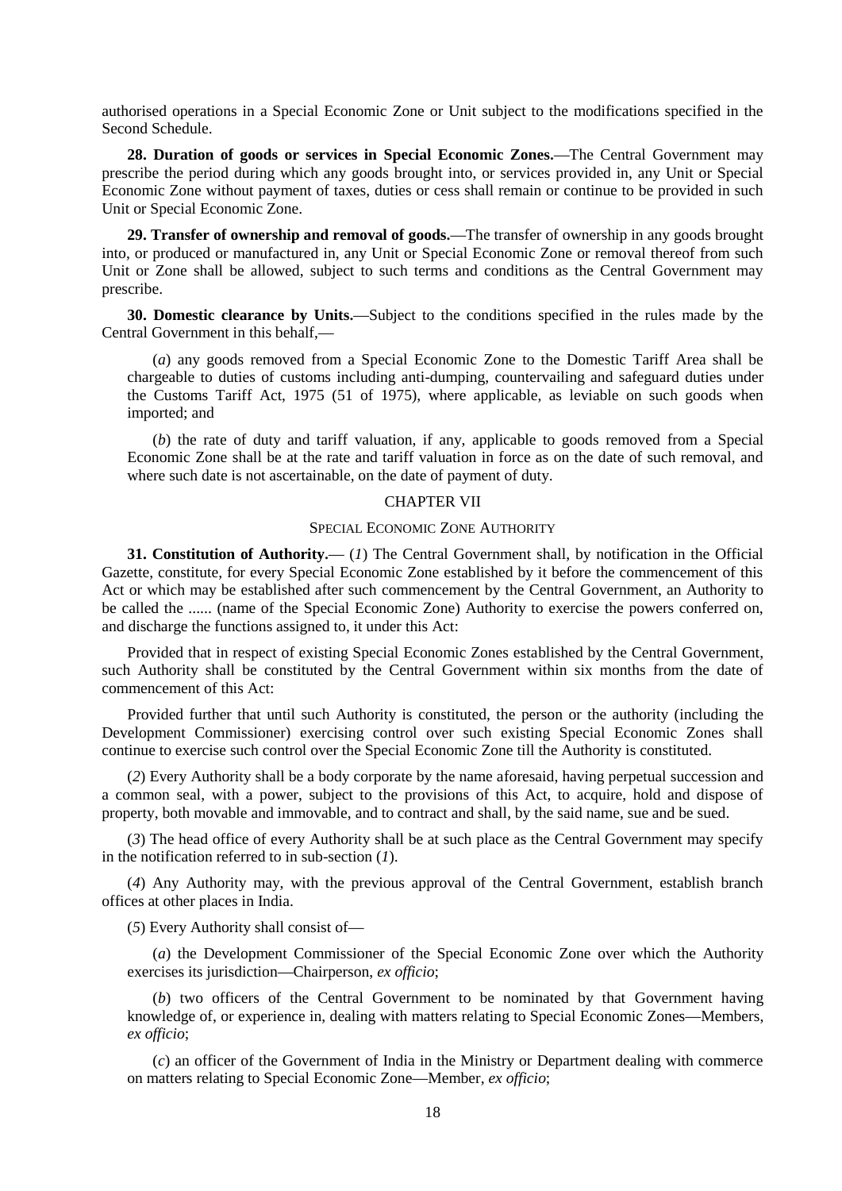authorised operations in a Special Economic Zone or Unit subject to the modifications specified in the Second Schedule.

**28. Duration of goods or services in Special Economic Zones.**—The Central Government may prescribe the period during which any goods brought into, or services provided in, any Unit or Special Economic Zone without payment of taxes, duties or cess shall remain or continue to be provided in such Unit or Special Economic Zone.

**29. Transfer of ownership and removal of goods.**—The transfer of ownership in any goods brought into, or produced or manufactured in, any Unit or Special Economic Zone or removal thereof from such Unit or Zone shall be allowed, subject to such terms and conditions as the Central Government may prescribe.

**30. Domestic clearance by Units.**—Subject to the conditions specified in the rules made by the Central Government in this behalf,—

(*a*) any goods removed from a Special Economic Zone to the Domestic Tariff Area shall be chargeable to duties of customs including anti-dumping, countervailing and safeguard duties under the Customs Tariff Act, 1975 (51 of 1975), where applicable, as leviable on such goods when imported; and

(*b*) the rate of duty and tariff valuation, if any, applicable to goods removed from a Special Economic Zone shall be at the rate and tariff valuation in force as on the date of such removal, and where such date is not ascertainable, on the date of payment of duty.

## CHAPTER VII

### SPECIAL ECONOMIC ZONE AUTHORITY

**31. Constitution of Authority.**— (*1*) The Central Government shall, by notification in the Official Gazette, constitute, for every Special Economic Zone established by it before the commencement of this Act or which may be established after such commencement by the Central Government, an Authority to be called the ...... (name of the Special Economic Zone) Authority to exercise the powers conferred on, and discharge the functions assigned to, it under this Act:

Provided that in respect of existing Special Economic Zones established by the Central Government, such Authority shall be constituted by the Central Government within six months from the date of commencement of this Act:

Provided further that until such Authority is constituted, the person or the authority (including the Development Commissioner) exercising control over such existing Special Economic Zones shall continue to exercise such control over the Special Economic Zone till the Authority is constituted.

(*2*) Every Authority shall be a body corporate by the name aforesaid, having perpetual succession and a common seal, with a power, subject to the provisions of this Act, to acquire, hold and dispose of property, both movable and immovable, and to contract and shall, by the said name, sue and be sued.

(*3*) The head office of every Authority shall be at such place as the Central Government may specify in the notification referred to in sub-section (*1*).

(*4*) Any Authority may, with the previous approval of the Central Government, establish branch offices at other places in India.

(*5*) Every Authority shall consist of—

(*a*) the Development Commissioner of the Special Economic Zone over which the Authority exercises its jurisdiction—Chairperson, *ex officio*;

(*b*) two officers of the Central Government to be nominated by that Government having knowledge of, or experience in, dealing with matters relating to Special Economic Zones—Members, *ex officio*;

(*c*) an officer of the Government of India in the Ministry or Department dealing with commerce on matters relating to Special Economic Zone—Member, *ex officio*;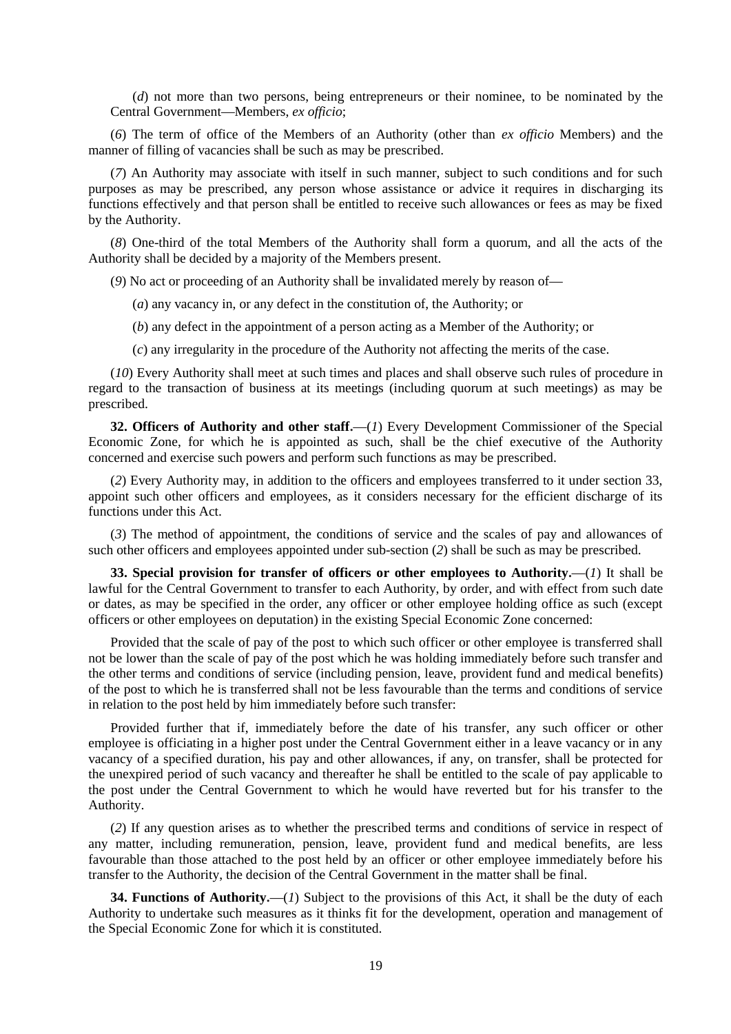(*d*) not more than two persons, being entrepreneurs or their nominee, to be nominated by the Central Government—Members, *ex officio*;

(*6*) The term of office of the Members of an Authority (other than *ex officio* Members) and the manner of filling of vacancies shall be such as may be prescribed.

(*7*) An Authority may associate with itself in such manner, subject to such conditions and for such purposes as may be prescribed, any person whose assistance or advice it requires in discharging its functions effectively and that person shall be entitled to receive such allowances or fees as may be fixed by the Authority.

(*8*) One-third of the total Members of the Authority shall form a quorum, and all the acts of the Authority shall be decided by a majority of the Members present.

(*9*) No act or proceeding of an Authority shall be invalidated merely by reason of—

(*a*) any vacancy in, or any defect in the constitution of, the Authority; or

(*b*) any defect in the appointment of a person acting as a Member of the Authority; or

(*c*) any irregularity in the procedure of the Authority not affecting the merits of the case.

(*10*) Every Authority shall meet at such times and places and shall observe such rules of procedure in regard to the transaction of business at its meetings (including quorum at such meetings) as may be prescribed.

**32. Officers of Authority and other staff.**—(*1*) Every Development Commissioner of the Special Economic Zone, for which he is appointed as such, shall be the chief executive of the Authority concerned and exercise such powers and perform such functions as may be prescribed.

(*2*) Every Authority may, in addition to the officers and employees transferred to it under section 33, appoint such other officers and employees, as it considers necessary for the efficient discharge of its functions under this Act.

(*3*) The method of appointment, the conditions of service and the scales of pay and allowances of such other officers and employees appointed under sub-section (*2*) shall be such as may be prescribed.

**33. Special provision for transfer of officers or other employees to Authority.**—(*1*) It shall be lawful for the Central Government to transfer to each Authority, by order, and with effect from such date or dates, as may be specified in the order, any officer or other employee holding office as such (except officers or other employees on deputation) in the existing Special Economic Zone concerned:

Provided that the scale of pay of the post to which such officer or other employee is transferred shall not be lower than the scale of pay of the post which he was holding immediately before such transfer and the other terms and conditions of service (including pension, leave, provident fund and medical benefits) of the post to which he is transferred shall not be less favourable than the terms and conditions of service in relation to the post held by him immediately before such transfer:

Provided further that if, immediately before the date of his transfer, any such officer or other employee is officiating in a higher post under the Central Government either in a leave vacancy or in any vacancy of a specified duration, his pay and other allowances, if any, on transfer, shall be protected for the unexpired period of such vacancy and thereafter he shall be entitled to the scale of pay applicable to the post under the Central Government to which he would have reverted but for his transfer to the Authority.

(*2*) If any question arises as to whether the prescribed terms and conditions of service in respect of any matter, including remuneration, pension, leave, provident fund and medical benefits, are less favourable than those attached to the post held by an officer or other employee immediately before his transfer to the Authority, the decision of the Central Government in the matter shall be final.

**34. Functions of Authority.**—(*1*) Subject to the provisions of this Act, it shall be the duty of each Authority to undertake such measures as it thinks fit for the development, operation and management of the Special Economic Zone for which it is constituted.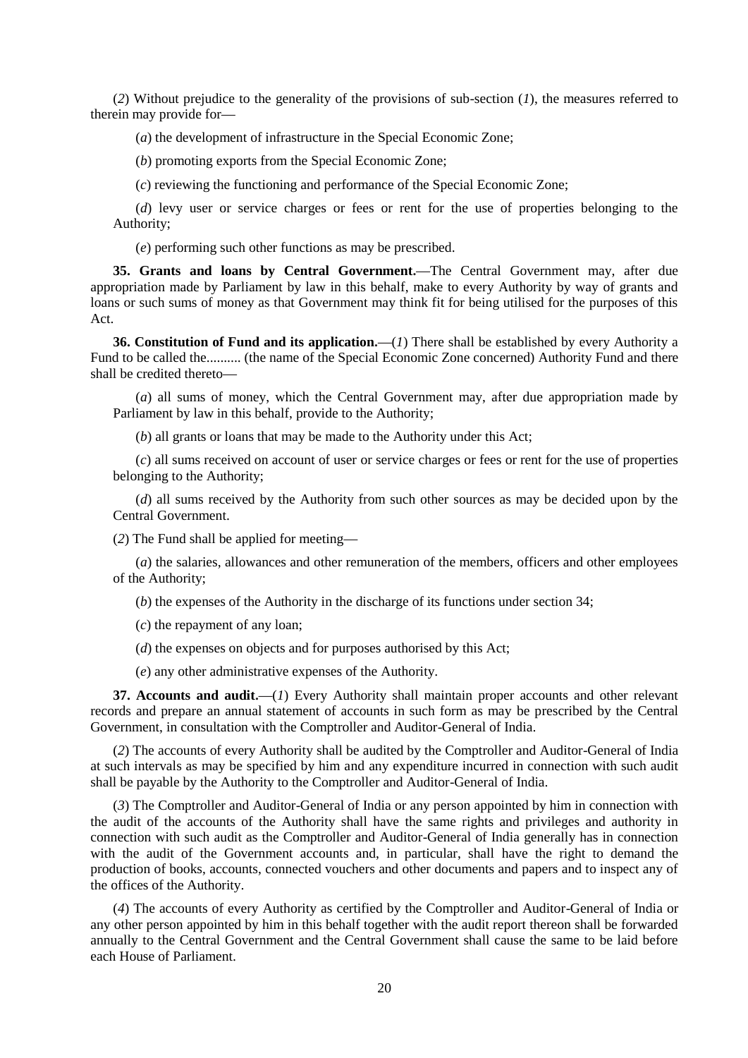(*2*) Without prejudice to the generality of the provisions of sub-section (*1*), the measures referred to therein may provide for—

(*a*) the development of infrastructure in the Special Economic Zone;

(*b*) promoting exports from the Special Economic Zone;

(*c*) reviewing the functioning and performance of the Special Economic Zone;

(*d*) levy user or service charges or fees or rent for the use of properties belonging to the Authority;

(*e*) performing such other functions as may be prescribed.

**35. Grants and loans by Central Government.**—The Central Government may, after due appropriation made by Parliament by law in this behalf, make to every Authority by way of grants and loans or such sums of money as that Government may think fit for being utilised for the purposes of this Act.

**36. Constitution of Fund and its application.**—(*1*) There shall be established by every Authority a Fund to be called the.......... (the name of the Special Economic Zone concerned) Authority Fund and there shall be credited thereto—

(*a*) all sums of money, which the Central Government may, after due appropriation made by Parliament by law in this behalf, provide to the Authority;

(*b*) all grants or loans that may be made to the Authority under this Act;

(*c*) all sums received on account of user or service charges or fees or rent for the use of properties belonging to the Authority;

(*d*) all sums received by the Authority from such other sources as may be decided upon by the Central Government.

(*2*) The Fund shall be applied for meeting—

(*a*) the salaries, allowances and other remuneration of the members, officers and other employees of the Authority;

(*b*) the expenses of the Authority in the discharge of its functions under section 34;

(*c*) the repayment of any loan;

(*d*) the expenses on objects and for purposes authorised by this Act;

(*e*) any other administrative expenses of the Authority.

**37. Accounts and audit.**—(*1*) Every Authority shall maintain proper accounts and other relevant records and prepare an annual statement of accounts in such form as may be prescribed by the Central Government, in consultation with the Comptroller and Auditor-General of India.

(*2*) The accounts of every Authority shall be audited by the Comptroller and Auditor-General of India at such intervals as may be specified by him and any expenditure incurred in connection with such audit shall be payable by the Authority to the Comptroller and Auditor-General of India.

(*3*) The Comptroller and Auditor-General of India or any person appointed by him in connection with the audit of the accounts of the Authority shall have the same rights and privileges and authority in connection with such audit as the Comptroller and Auditor-General of India generally has in connection with the audit of the Government accounts and, in particular, shall have the right to demand the production of books, accounts, connected vouchers and other documents and papers and to inspect any of the offices of the Authority.

(*4*) The accounts of every Authority as certified by the Comptroller and Auditor-General of India or any other person appointed by him in this behalf together with the audit report thereon shall be forwarded annually to the Central Government and the Central Government shall cause the same to be laid before each House of Parliament.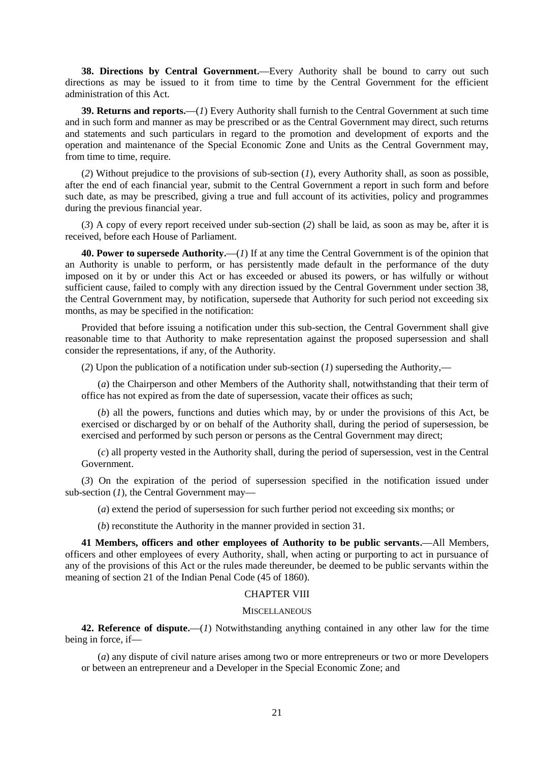**38. Directions by Central Government.**—Every Authority shall be bound to carry out such directions as may be issued to it from time to time by the Central Government for the efficient administration of this Act.

**39. Returns and reports.**—(*1*) Every Authority shall furnish to the Central Government at such time and in such form and manner as may be prescribed or as the Central Government may direct, such returns and statements and such particulars in regard to the promotion and development of exports and the operation and maintenance of the Special Economic Zone and Units as the Central Government may, from time to time, require.

(*2*) Without prejudice to the provisions of sub-section (*1*), every Authority shall, as soon as possible, after the end of each financial year, submit to the Central Government a report in such form and before such date, as may be prescribed, giving a true and full account of its activities, policy and programmes during the previous financial year.

(*3*) A copy of every report received under sub-section (*2*) shall be laid, as soon as may be, after it is received, before each House of Parliament.

**40. Power to supersede Authority.**—(*1*) If at any time the Central Government is of the opinion that an Authority is unable to perform, or has persistently made default in the performance of the duty imposed on it by or under this Act or has exceeded or abused its powers, or has wilfully or without sufficient cause, failed to comply with any direction issued by the Central Government under section 38, the Central Government may, by notification, supersede that Authority for such period not exceeding six months, as may be specified in the notification:

Provided that before issuing a notification under this sub-section, the Central Government shall give reasonable time to that Authority to make representation against the proposed supersession and shall consider the representations, if any, of the Authority.

(*2*) Upon the publication of a notification under sub-section (*1*) superseding the Authority,—

(*a*) the Chairperson and other Members of the Authority shall, notwithstanding that their term of office has not expired as from the date of supersession, vacate their offices as such;

(*b*) all the powers, functions and duties which may, by or under the provisions of this Act, be exercised or discharged by or on behalf of the Authority shall, during the period of supersession, be exercised and performed by such person or persons as the Central Government may direct;

(*c*) all property vested in the Authority shall, during the period of supersession, vest in the Central Government.

(*3*) On the expiration of the period of supersession specified in the notification issued under sub-section (*1*), the Central Government may—

(*a*) extend the period of supersession for such further period not exceeding six months; or

(*b*) reconstitute the Authority in the manner provided in section 31.

**41 Members, officers and other employees of Authority to be public servants.**—All Members, officers and other employees of every Authority, shall, when acting or purporting to act in pursuance of any of the provisions of this Act or the rules made thereunder, be deemed to be public servants within the meaning of section 21 of the Indian Penal Code (45 of 1860).

## CHAPTER VIII

### MISCELLANEOUS

**42. Reference of dispute.**—(*1*) Notwithstanding anything contained in any other law for the time being in force, if—

(*a*) any dispute of civil nature arises among two or more entrepreneurs or two or more Developers or between an entrepreneur and a Developer in the Special Economic Zone; and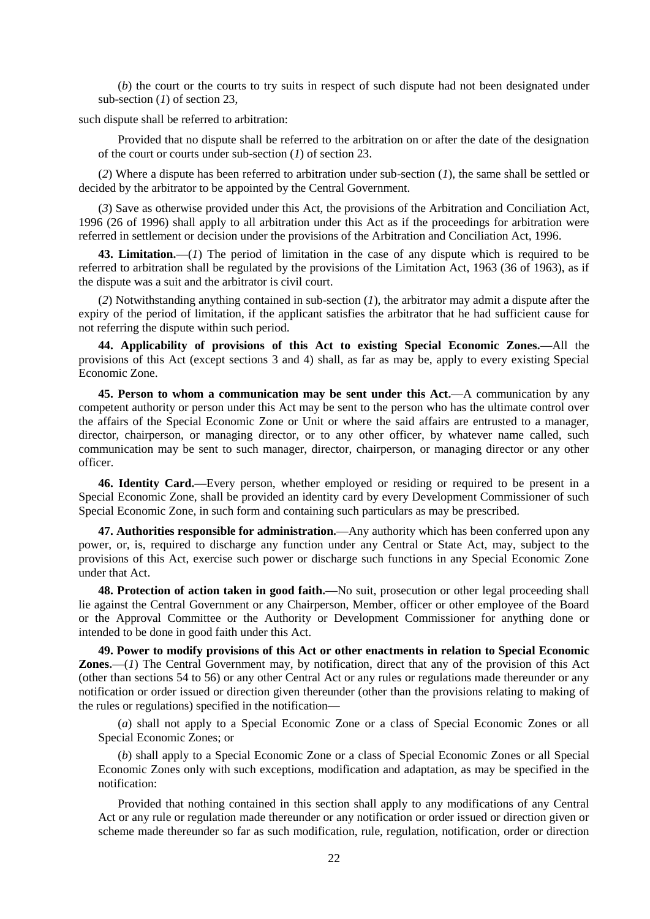(*b*) the court or the courts to try suits in respect of such dispute had not been designated under sub-section (*1*) of section 23,

such dispute shall be referred to arbitration:

Provided that no dispute shall be referred to the arbitration on or after the date of the designation of the court or courts under sub-section (*1*) of section 23.

(*2*) Where a dispute has been referred to arbitration under sub-section (*1*), the same shall be settled or decided by the arbitrator to be appointed by the Central Government.

(*3*) Save as otherwise provided under this Act, the provisions of the Arbitration and Conciliation Act, 1996 (26 of 1996) shall apply to all arbitration under this Act as if the proceedings for arbitration were referred in settlement or decision under the provisions of the Arbitration and Conciliation Act, 1996.

**43. Limitation.**—(*1*) The period of limitation in the case of any dispute which is required to be referred to arbitration shall be regulated by the provisions of the Limitation Act, 1963 (36 of 1963), as if the dispute was a suit and the arbitrator is civil court.

(*2*) Notwithstanding anything contained in sub-section (*1*), the arbitrator may admit a dispute after the expiry of the period of limitation, if the applicant satisfies the arbitrator that he had sufficient cause for not referring the dispute within such period.

**44. Applicability of provisions of this Act to existing Special Economic Zones.**—All the provisions of this Act (except sections 3 and 4) shall, as far as may be, apply to every existing Special Economic Zone.

**45. Person to whom a communication may be sent under this Act.**—A communication by any competent authority or person under this Act may be sent to the person who has the ultimate control over the affairs of the Special Economic Zone or Unit or where the said affairs are entrusted to a manager, director, chairperson, or managing director, or to any other officer, by whatever name called, such communication may be sent to such manager, director, chairperson, or managing director or any other officer.

**46. Identity Card.**—Every person, whether employed or residing or required to be present in a Special Economic Zone, shall be provided an identity card by every Development Commissioner of such Special Economic Zone, in such form and containing such particulars as may be prescribed.

**47. Authorities responsible for administration.**—Any authority which has been conferred upon any power, or, is, required to discharge any function under any Central or State Act, may, subject to the provisions of this Act, exercise such power or discharge such functions in any Special Economic Zone under that Act.

**48. Protection of action taken in good faith.**—No suit, prosecution or other legal proceeding shall lie against the Central Government or any Chairperson, Member, officer or other employee of the Board or the Approval Committee or the Authority or Development Commissioner for anything done or intended to be done in good faith under this Act.

**49. Power to modify provisions of this Act or other enactments in relation to Special Economic Zones.**—(*1*) The Central Government may, by notification, direct that any of the provision of this Act (other than sections 54 to 56) or any other Central Act or any rules or regulations made thereunder or any notification or order issued or direction given thereunder (other than the provisions relating to making of the rules or regulations) specified in the notification—

(*a*) shall not apply to a Special Economic Zone or a class of Special Economic Zones or all Special Economic Zones; or

(*b*) shall apply to a Special Economic Zone or a class of Special Economic Zones or all Special Economic Zones only with such exceptions, modification and adaptation, as may be specified in the notification:

Provided that nothing contained in this section shall apply to any modifications of any Central Act or any rule or regulation made thereunder or any notification or order issued or direction given or scheme made thereunder so far as such modification, rule, regulation, notification, order or direction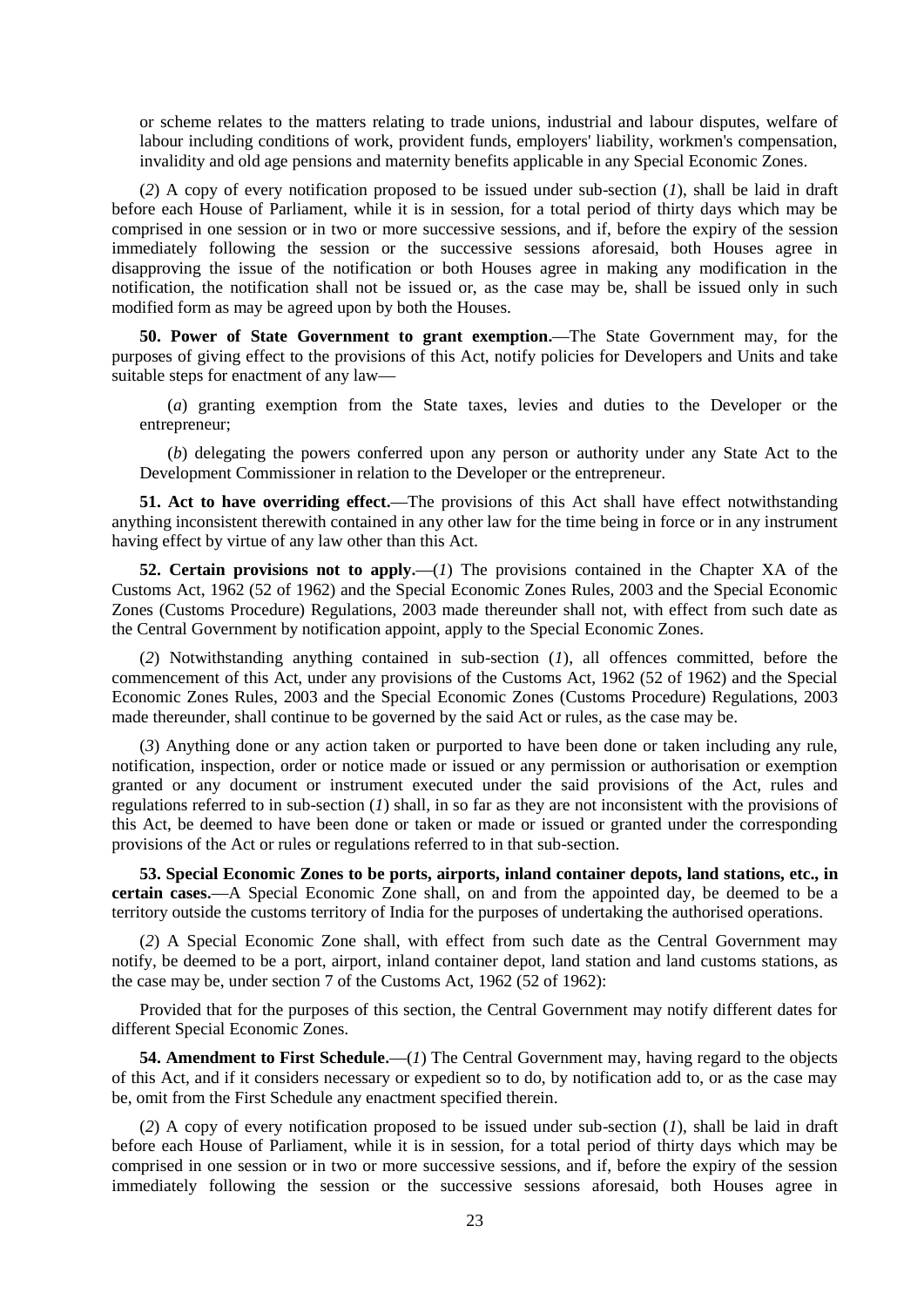or scheme relates to the matters relating to trade unions, industrial and labour disputes, welfare of labour including conditions of work, provident funds, employers' liability, workmen's compensation, invalidity and old age pensions and maternity benefits applicable in any Special Economic Zones.

(*2*) A copy of every notification proposed to be issued under sub-section (*1*), shall be laid in draft before each House of Parliament, while it is in session, for a total period of thirty days which may be comprised in one session or in two or more successive sessions, and if, before the expiry of the session immediately following the session or the successive sessions aforesaid, both Houses agree in disapproving the issue of the notification or both Houses agree in making any modification in the notification, the notification shall not be issued or, as the case may be, shall be issued only in such modified form as may be agreed upon by both the Houses.

**50. Power of State Government to grant exemption.**—The State Government may, for the purposes of giving effect to the provisions of this Act, notify policies for Developers and Units and take suitable steps for enactment of any law—

(*a*) granting exemption from the State taxes, levies and duties to the Developer or the entrepreneur;

(*b*) delegating the powers conferred upon any person or authority under any State Act to the Development Commissioner in relation to the Developer or the entrepreneur.

**51. Act to have overriding effect.**—The provisions of this Act shall have effect notwithstanding anything inconsistent therewith contained in any other law for the time being in force or in any instrument having effect by virtue of any law other than this Act.

**52. Certain provisions not to apply.**—(*1*) The provisions contained in the Chapter XA of the Customs Act, 1962 (52 of 1962) and the Special Economic Zones Rules, 2003 and the Special Economic Zones (Customs Procedure) Regulations, 2003 made thereunder shall not, with effect from such date as the Central Government by notification appoint, apply to the Special Economic Zones.

(*2*) Notwithstanding anything contained in sub-section (*1*), all offences committed, before the commencement of this Act, under any provisions of the Customs Act, 1962 (52 of 1962) and the Special Economic Zones Rules, 2003 and the Special Economic Zones (Customs Procedure) Regulations, 2003 made thereunder, shall continue to be governed by the said Act or rules, as the case may be.

(*3*) Anything done or any action taken or purported to have been done or taken including any rule, notification, inspection, order or notice made or issued or any permission or authorisation or exemption granted or any document or instrument executed under the said provisions of the Act, rules and regulations referred to in sub-section (*1*) shall, in so far as they are not inconsistent with the provisions of this Act, be deemed to have been done or taken or made or issued or granted under the corresponding provisions of the Act or rules or regulations referred to in that sub-section.

**53. Special Economic Zones to be ports, airports, inland container depots, land stations, etc., in certain cases.**—A Special Economic Zone shall, on and from the appointed day, be deemed to be a territory outside the customs territory of India for the purposes of undertaking the authorised operations.

(*2*) A Special Economic Zone shall, with effect from such date as the Central Government may notify, be deemed to be a port, airport, inland container depot, land station and land customs stations, as the case may be, under section 7 of the Customs Act, 1962 (52 of 1962):

Provided that for the purposes of this section, the Central Government may notify different dates for different Special Economic Zones.

**54. Amendment to First Schedule.**—(*1*) The Central Government may, having regard to the objects of this Act, and if it considers necessary or expedient so to do, by notification add to, or as the case may be, omit from the First Schedule any enactment specified therein.

(*2*) A copy of every notification proposed to be issued under sub-section (*1*), shall be laid in draft before each House of Parliament, while it is in session, for a total period of thirty days which may be comprised in one session or in two or more successive sessions, and if, before the expiry of the session immediately following the session or the successive sessions aforesaid, both Houses agree in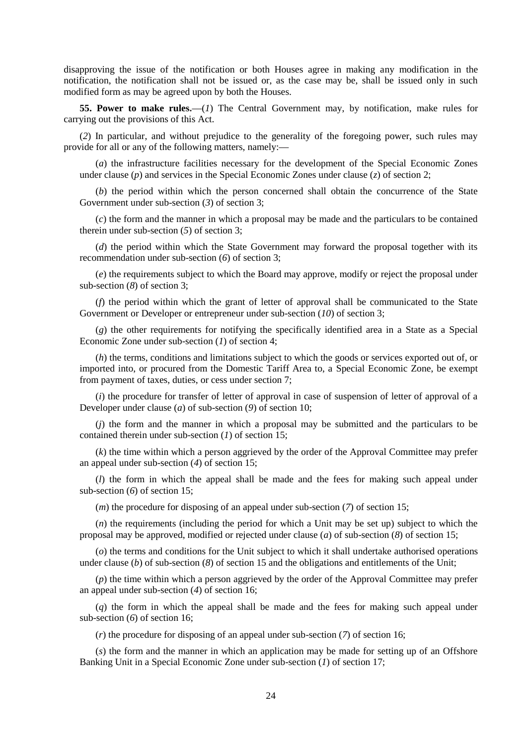disapproving the issue of the notification or both Houses agree in making any modification in the notification, the notification shall not be issued or, as the case may be, shall be issued only in such modified form as may be agreed upon by both the Houses.

**55. Power to make rules.**—(*1*) The Central Government may, by notification, make rules for carrying out the provisions of this Act.

(*2*) In particular, and without prejudice to the generality of the foregoing power, such rules may provide for all or any of the following matters, namely:—

(*a*) the infrastructure facilities necessary for the development of the Special Economic Zones under clause (*p*) and services in the Special Economic Zones under clause (*z*) of section 2;

(*b*) the period within which the person concerned shall obtain the concurrence of the State Government under sub-section (*3*) of section 3;

(*c*) the form and the manner in which a proposal may be made and the particulars to be contained therein under sub-section (*5*) of section 3;

(*d*) the period within which the State Government may forward the proposal together with its recommendation under sub-section (*6*) of section 3;

(*e*) the requirements subject to which the Board may approve, modify or reject the proposal under sub-section (*8*) of section 3;

(*f*) the period within which the grant of letter of approval shall be communicated to the State Government or Developer or entrepreneur under sub-section (*10*) of section 3;

(*g*) the other requirements for notifying the specifically identified area in a State as a Special Economic Zone under sub-section (*1*) of section 4;

(*h*) the terms, conditions and limitations subject to which the goods or services exported out of, or imported into, or procured from the Domestic Tariff Area to, a Special Economic Zone, be exempt from payment of taxes, duties, or cess under section 7;

(*i*) the procedure for transfer of letter of approval in case of suspension of letter of approval of a Developer under clause (*a*) of sub-section (*9*) of section 10;

(*j*) the form and the manner in which a proposal may be submitted and the particulars to be contained therein under sub-section (*1*) of section 15;

(*k*) the time within which a person aggrieved by the order of the Approval Committee may prefer an appeal under sub-section (*4*) of section 15;

(*l*) the form in which the appeal shall be made and the fees for making such appeal under sub-section (*6*) of section 15;

(*m*) the procedure for disposing of an appeal under sub-section (*7*) of section 15;

(*n*) the requirements (including the period for which a Unit may be set up) subject to which the proposal may be approved, modified or rejected under clause (*a*) of sub-section (*8*) of section 15;

(*o*) the terms and conditions for the Unit subject to which it shall undertake authorised operations under clause (*b*) of sub-section (*8*) of section 15 and the obligations and entitlements of the Unit;

(*p*) the time within which a person aggrieved by the order of the Approval Committee may prefer an appeal under sub-section (*4*) of section 16;

(*q*) the form in which the appeal shall be made and the fees for making such appeal under sub-section (*6*) of section 16;

(*r*) the procedure for disposing of an appeal under sub-section (*7*) of section 16;

(*s*) the form and the manner in which an application may be made for setting up of an Offshore Banking Unit in a Special Economic Zone under sub-section (*1*) of section 17;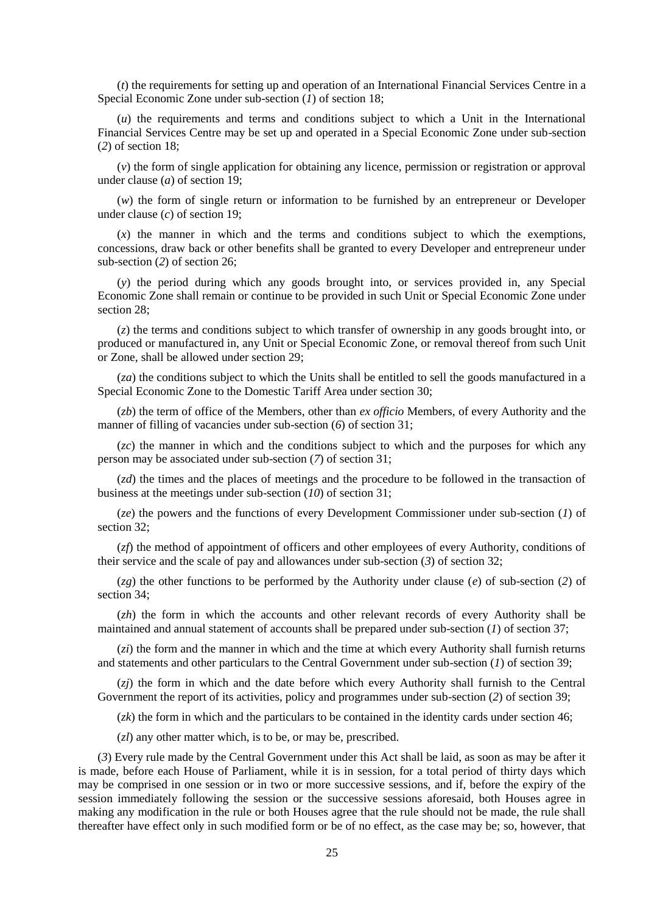(*t*) the requirements for setting up and operation of an International Financial Services Centre in a Special Economic Zone under sub-section (*1*) of section 18;

(*u*) the requirements and terms and conditions subject to which a Unit in the International Financial Services Centre may be set up and operated in a Special Economic Zone under sub-section (*2*) of section 18;

(*v*) the form of single application for obtaining any licence, permission or registration or approval under clause (*a*) of section 19;

(*w*) the form of single return or information to be furnished by an entrepreneur or Developer under clause (*c*) of section 19;

(*x*) the manner in which and the terms and conditions subject to which the exemptions, concessions, draw back or other benefits shall be granted to every Developer and entrepreneur under sub-section (*2*) of section 26;

(*y*) the period during which any goods brought into, or services provided in, any Special Economic Zone shall remain or continue to be provided in such Unit or Special Economic Zone under section 28;

(*z*) the terms and conditions subject to which transfer of ownership in any goods brought into, or produced or manufactured in, any Unit or Special Economic Zone, or removal thereof from such Unit or Zone, shall be allowed under section 29;

(*za*) the conditions subject to which the Units shall be entitled to sell the goods manufactured in a Special Economic Zone to the Domestic Tariff Area under section 30;

(*zb*) the term of office of the Members, other than *ex officio* Members, of every Authority and the manner of filling of vacancies under sub-section (*6*) of section 31;

(*zc*) the manner in which and the conditions subject to which and the purposes for which any person may be associated under sub-section (*7*) of section 31;

(*zd*) the times and the places of meetings and the procedure to be followed in the transaction of business at the meetings under sub-section (*10*) of section 31;

(*ze*) the powers and the functions of every Development Commissioner under sub-section (*1*) of section 32;

(*zf*) the method of appointment of officers and other employees of every Authority, conditions of their service and the scale of pay and allowances under sub-section (*3*) of section 32;

(*zg*) the other functions to be performed by the Authority under clause (*e*) of sub-section (*2*) of section 34;

(*zh*) the form in which the accounts and other relevant records of every Authority shall be maintained and annual statement of accounts shall be prepared under sub-section (*1*) of section 37;

(*zi*) the form and the manner in which and the time at which every Authority shall furnish returns and statements and other particulars to the Central Government under sub-section (*1*) of section 39;

(*zj*) the form in which and the date before which every Authority shall furnish to the Central Government the report of its activities, policy and programmes under sub-section (*2*) of section 39;

(*zk*) the form in which and the particulars to be contained in the identity cards under section 46;

(*zl*) any other matter which, is to be, or may be, prescribed.

(*3*) Every rule made by the Central Government under this Act shall be laid, as soon as may be after it is made, before each House of Parliament, while it is in session, for a total period of thirty days which may be comprised in one session or in two or more successive sessions, and if, before the expiry of the session immediately following the session or the successive sessions aforesaid, both Houses agree in making any modification in the rule or both Houses agree that the rule should not be made, the rule shall thereafter have effect only in such modified form or be of no effect, as the case may be; so, however, that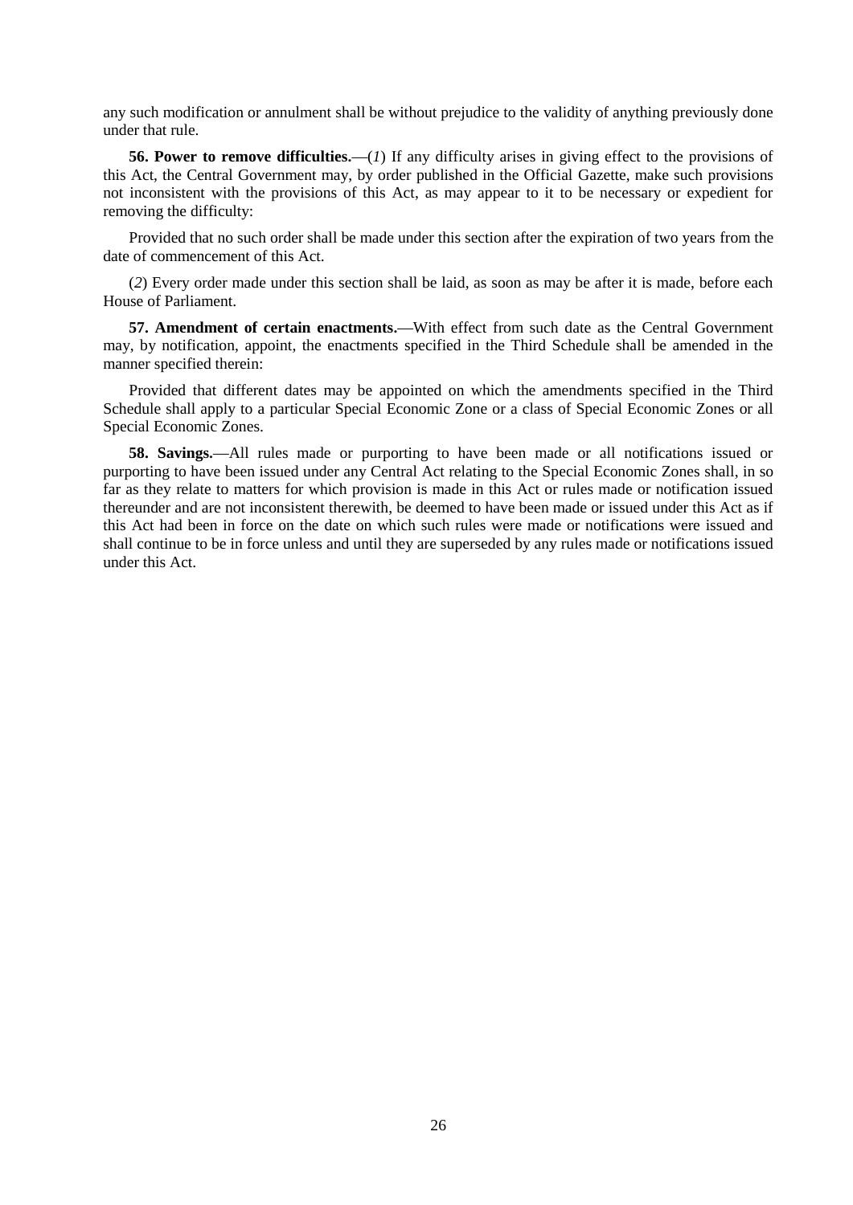any such modification or annulment shall be without prejudice to the validity of anything previously done under that rule.

**56. Power to remove difficulties.**—(*1*) If any difficulty arises in giving effect to the provisions of this Act, the Central Government may, by order published in the Official Gazette, make such provisions not inconsistent with the provisions of this Act, as may appear to it to be necessary or expedient for removing the difficulty:

Provided that no such order shall be made under this section after the expiration of two years from the date of commencement of this Act.

(*2*) Every order made under this section shall be laid, as soon as may be after it is made, before each House of Parliament.

**57. Amendment of certain enactments.**—With effect from such date as the Central Government may, by notification, appoint, the enactments specified in the Third Schedule shall be amended in the manner specified therein:

Provided that different dates may be appointed on which the amendments specified in the Third Schedule shall apply to a particular Special Economic Zone or a class of Special Economic Zones or all Special Economic Zones.

**58. Savings.**—All rules made or purporting to have been made or all notifications issued or purporting to have been issued under any Central Act relating to the Special Economic Zones shall, in so far as they relate to matters for which provision is made in this Act or rules made or notification issued thereunder and are not inconsistent therewith, be deemed to have been made or issued under this Act as if this Act had been in force on the date on which such rules were made or notifications were issued and shall continue to be in force unless and until they are superseded by any rules made or notifications issued under this Act.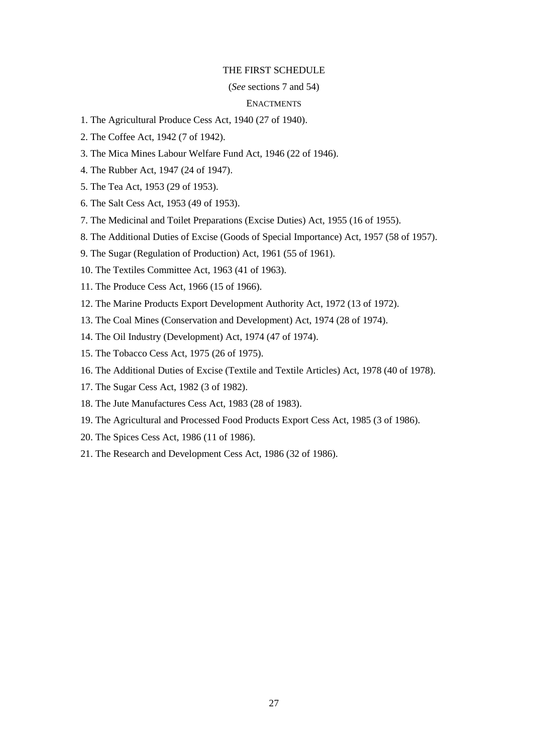# THE FIRST SCHEDULE

(*See* sections 7 and 54)

ENACTMENTS

1. The Agricultural Produce Cess Act, 1940 (27 of 1940).

2. The Coffee Act, 1942 (7 of 1942).

3. The Mica Mines Labour Welfare Fund Act, 1946 (22 of 1946).

4. The Rubber Act, 1947 (24 of 1947).

5. The Tea Act, 1953 (29 of 1953).

6. The Salt Cess Act, 1953 (49 of 1953).

7. The Medicinal and Toilet Preparations (Excise Duties) Act, 1955 (16 of 1955).

8. The Additional Duties of Excise (Goods of Special Importance) Act, 1957 (58 of 1957).

9. The Sugar (Regulation of Production) Act, 1961 (55 of 1961).

10. The Textiles Committee Act, 1963 (41 of 1963).

11. The Produce Cess Act, 1966 (15 of 1966).

12. The Marine Products Export Development Authority Act, 1972 (13 of 1972).

13. The Coal Mines (Conservation and Development) Act, 1974 (28 of 1974).

14. The Oil Industry (Development) Act, 1974 (47 of 1974).

15. The Tobacco Cess Act, 1975 (26 of 1975).

16. The Additional Duties of Excise (Textile and Textile Articles) Act, 1978 (40 of 1978).

17. The Sugar Cess Act, 1982 (3 of 1982).

18. The Jute Manufactures Cess Act, 1983 (28 of 1983).

19. The Agricultural and Processed Food Products Export Cess Act, 1985 (3 of 1986).

20. The Spices Cess Act, 1986 (11 of 1986).

21. The Research and Development Cess Act, 1986 (32 of 1986).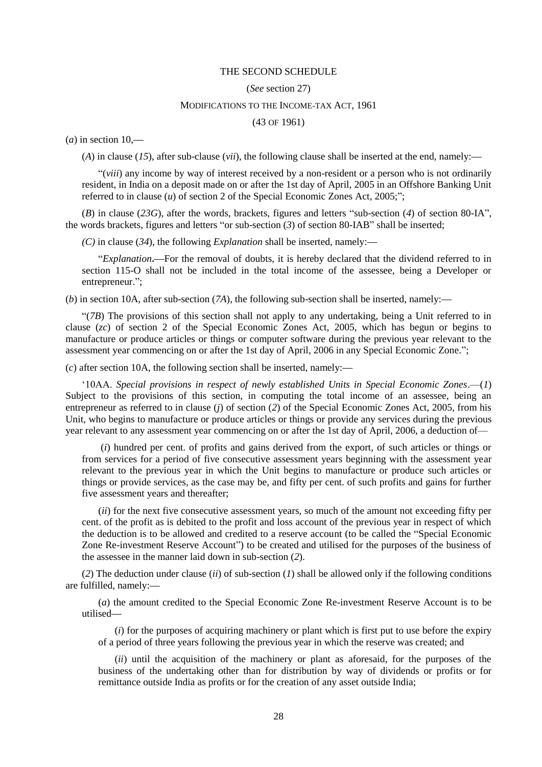# THE SECOND SCHEDULE

(*See* section 27)

MODIFICATIONS TO THE INCOME-TAX ACT, 1961

(43 OF 1961)

(*a*) in section 10,—

(*A*) in clause (*15*), after sub-clause (*vii*), the following clause shall be inserted at the end, namely:—

"(*viii*) any income by way of interest received by a non-resident or a person who is not ordinarily resident, in India on a deposit made on or after the 1st day of April, 2005 in an Offshore Banking Unit referred to in clause (*u*) of section 2 of the Special Economic Zones Act, 2005;";

(*B*) in clause (*23G*), after the words, brackets, figures and letters "sub-section (*4*) of section 80-IA", the words brackets, figures and letters "or sub-section (*3*) of section 80-IAB" shall be inserted;

*(C)* in clause (*34*), the following *Explanation* shall be inserted, namely:—

"*Explanation*.—For the removal of doubts, it is hereby declared that the dividend referred to in section 115-O shall not be included in the total income of the assessee, being a Developer or entrepreneur.";

(*b*) in section 10A, after sub-section (*7A*), the following sub-section shall be inserted, namely:—

"(*7B*) The provisions of this section shall not apply to any undertaking, being a Unit referred to in clause (*zc*) of section 2 of the Special Economic Zones Act, 2005, which has begun or begins to manufacture or produce articles or things or computer software during the previous year relevant to the assessment year commencing on or after the 1st day of April, 2006 in any Special Economic Zone.";

(*c*) after section 10A, the following section shall be inserted, namely:—

'10AA. *Special provisions in respect of newly established Units in Special Economic Zones*.—(*1*) Subject to the provisions of this section, in computing the total income of an assessee, being an entrepreneur as referred to in clause (*j*) of section (*2*) of the Special Economic Zones Act, 2005, from his Unit, who begins to manufacture or produce articles or things or provide any services during the previous year relevant to any assessment year commencing on or after the 1st day of April, 2006, a deduction of—

(*i*) hundred per cent. of profits and gains derived from the export, of such articles or things or from services for a period of five consecutive assessment years beginning with the assessment year relevant to the previous year in which the Unit begins to manufacture or produce such articles or things or provide services, as the case may be, and fifty per cent. of such profits and gains for further five assessment years and thereafter;

(*ii*) for the next five consecutive assessment years, so much of the amount not exceeding fifty per cent. of the profit as is debited to the profit and loss account of the previous year in respect of which the deduction is to be allowed and credited to a reserve account (to be called the "Special Economic Zone Re-investment Reserve Account") to be created and utilised for the purposes of the business of the assessee in the manner laid down in sub-section (*2*).

(*2*) The deduction under clause (*ii*) of sub-section (*1*) shall be allowed only if the following conditions are fulfilled, namely:—

(*a*) the amount credited to the Special Economic Zone Re-investment Reserve Account is to be utilised—

(*i*) for the purposes of acquiring machinery or plant which is first put to use before the expiry of a period of three years following the previous year in which the reserve was created; and

(*ii*) until the acquisition of the machinery or plant as aforesaid, for the purposes of the business of the undertaking other than for distribution by way of dividends or profits or for remittance outside India as profits or for the creation of any asset outside India;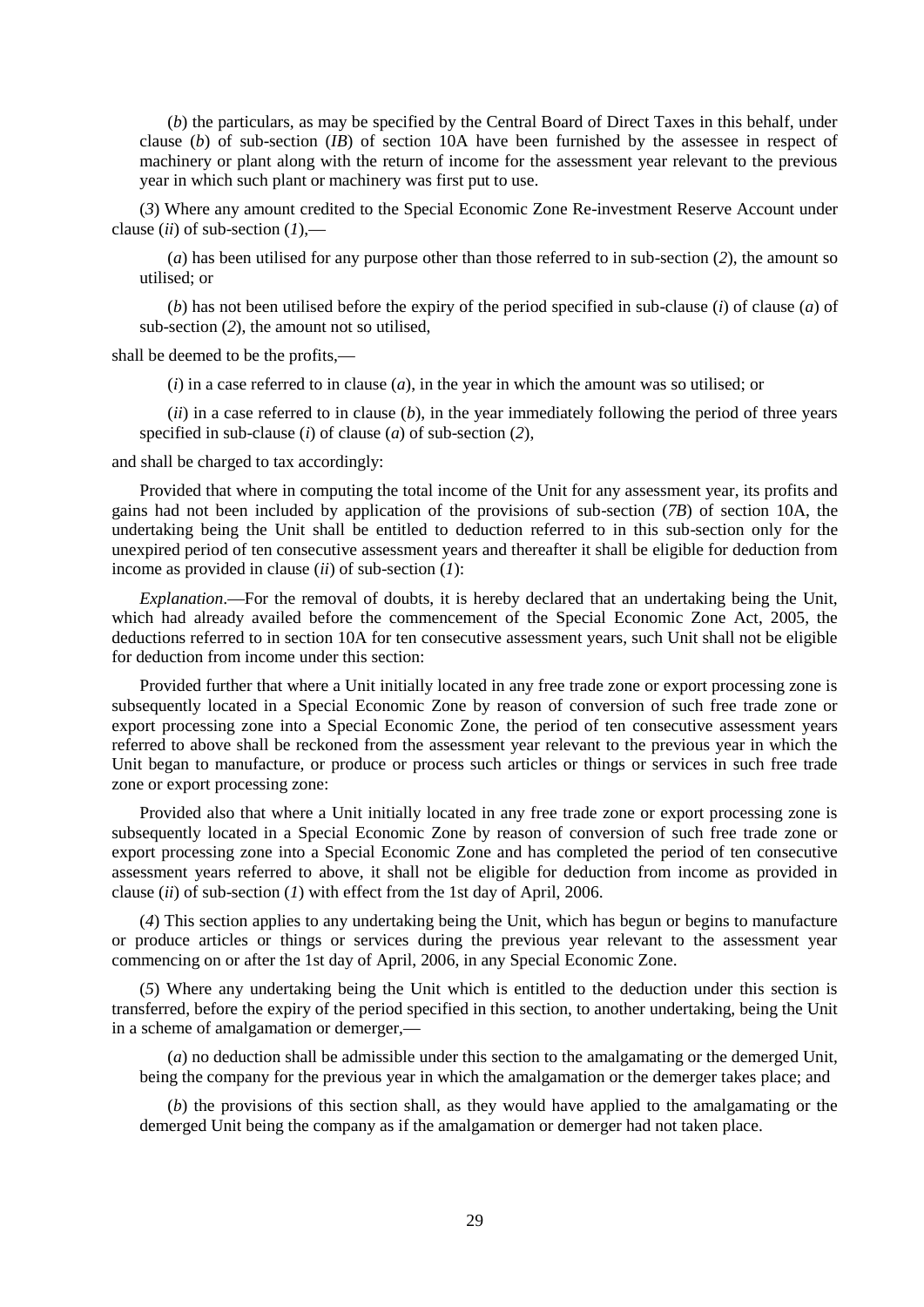(*b*) the particulars, as may be specified by the Central Board of Direct Taxes in this behalf, under clause (*b*) of sub-section (*IB*) of section 10A have been furnished by the assessee in respect of machinery or plant along with the return of income for the assessment year relevant to the previous year in which such plant or machinery was first put to use.

(*3*) Where any amount credited to the Special Economic Zone Re-investment Reserve Account under clause (*ii*) of sub-section (*1*),—

(*a*) has been utilised for any purpose other than those referred to in sub-section (*2*), the amount so utilised; or

(*b*) has not been utilised before the expiry of the period specified in sub-clause (*i*) of clause (*a*) of sub-section (*2*), the amount not so utilised,

shall be deemed to be the profits,—

(*i*) in a case referred to in clause (*a*), in the year in which the amount was so utilised; or

(*ii*) in a case referred to in clause (*b*), in the year immediately following the period of three years specified in sub-clause (*i*) of clause (*a*) of sub-section (*2*),

and shall be charged to tax accordingly:

Provided that where in computing the total income of the Unit for any assessment year, its profits and gains had not been included by application of the provisions of sub-section (*7B*) of section 10A, the undertaking being the Unit shall be entitled to deduction referred to in this sub-section only for the unexpired period of ten consecutive assessment years and thereafter it shall be eligible for deduction from income as provided in clause (*ii*) of sub-section (*1*):

*Explanation*.—For the removal of doubts, it is hereby declared that an undertaking being the Unit, which had already availed before the commencement of the Special Economic Zone Act, 2005, the deductions referred to in section 10A for ten consecutive assessment years, such Unit shall not be eligible for deduction from income under this section:

Provided further that where a Unit initially located in any free trade zone or export processing zone is subsequently located in a Special Economic Zone by reason of conversion of such free trade zone or export processing zone into a Special Economic Zone, the period of ten consecutive assessment years referred to above shall be reckoned from the assessment year relevant to the previous year in which the Unit began to manufacture, or produce or process such articles or things or services in such free trade zone or export processing zone:

Provided also that where a Unit initially located in any free trade zone or export processing zone is subsequently located in a Special Economic Zone by reason of conversion of such free trade zone or export processing zone into a Special Economic Zone and has completed the period of ten consecutive assessment years referred to above, it shall not be eligible for deduction from income as provided in clause (*ii*) of sub-section (*1*) with effect from the 1st day of April, 2006.

(*4*) This section applies to any undertaking being the Unit, which has begun or begins to manufacture or produce articles or things or services during the previous year relevant to the assessment year commencing on or after the 1st day of April, 2006, in any Special Economic Zone.

(*5*) Where any undertaking being the Unit which is entitled to the deduction under this section is transferred, before the expiry of the period specified in this section, to another undertaking, being the Unit in a scheme of amalgamation or demerger,—

(*a*) no deduction shall be admissible under this section to the amalgamating or the demerged Unit, being the company for the previous year in which the amalgamation or the demerger takes place; and

(*b*) the provisions of this section shall, as they would have applied to the amalgamating or the demerged Unit being the company as if the amalgamation or demerger had not taken place.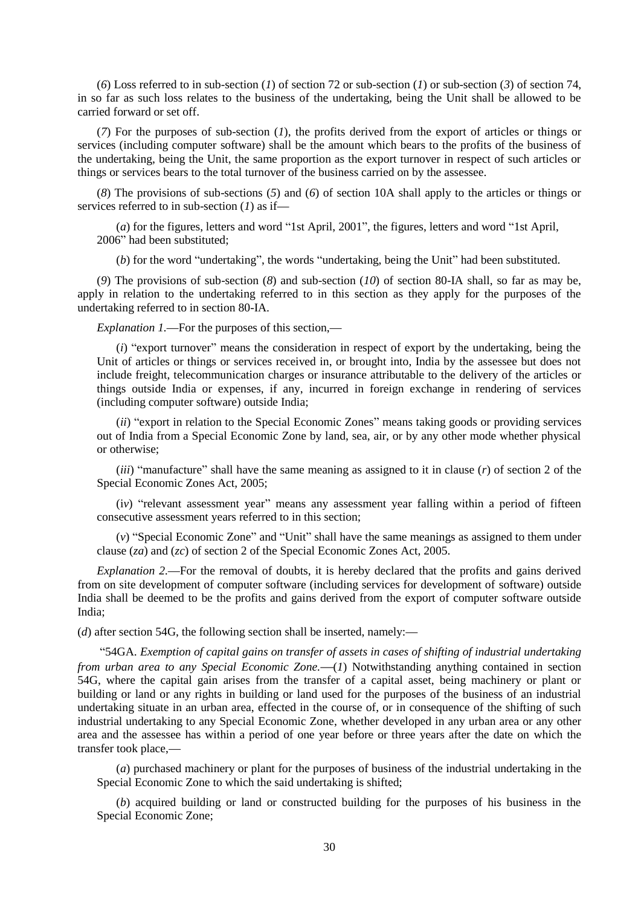(*6*) Loss referred to in sub-section (*1*) of section 72 or sub-section (*1*) or sub-section (*3*) of section 74, in so far as such loss relates to the business of the undertaking, being the Unit shall be allowed to be carried forward or set off.

(*7*) For the purposes of sub-section (*1*), the profits derived from the export of articles or things or services (including computer software) shall be the amount which bears to the profits of the business of the undertaking, being the Unit, the same proportion as the export turnover in respect of such articles or things or services bears to the total turnover of the business carried on by the assessee.

(*8*) The provisions of sub-sections (*5*) and (*6*) of section 10A shall apply to the articles or things or services referred to in sub-section (*1*) as if—

(*a*) for the figures, letters and word "1st April, 2001", the figures, letters and word "1st April, 2006" had been substituted;

(*b*) for the word "undertaking", the words "undertaking, being the Unit" had been substituted.

(*9*) The provisions of sub-section (*8*) and sub-section (*10*) of section 80-IA shall, so far as may be, apply in relation to the undertaking referred to in this section as they apply for the purposes of the undertaking referred to in section 80-IA.

*Explanation 1*.—For the purposes of this section,—

(*i*) "export turnover" means the consideration in respect of export by the undertaking, being the Unit of articles or things or services received in, or brought into, India by the assessee but does not include freight, telecommunication charges or insurance attributable to the delivery of the articles or things outside India or expenses, if any, incurred in foreign exchange in rendering of services (including computer software) outside India;

(*ii*) "export in relation to the Special Economic Zones" means taking goods or providing services out of India from a Special Economic Zone by land, sea, air, or by any other mode whether physical or otherwise;

(*iii*) "manufacture" shall have the same meaning as assigned to it in clause (*r*) of section 2 of the Special Economic Zones Act, 2005;

(*iv*) "relevant assessment year" means any assessment year falling within a period of fifteen consecutive assessment years referred to in this section;

(*v*) "Special Economic Zone" and "Unit" shall have the same meanings as assigned to them under clause (*za*) and (*zc*) of section 2 of the Special Economic Zones Act, 2005.

*Explanation 2*.—For the removal of doubts, it is hereby declared that the profits and gains derived from on site development of computer software (including services for development of software) outside India shall be deemed to be the profits and gains derived from the export of computer software outside India;

(*d*) after section 54G, the following section shall be inserted, namely:—

"54GA. *Exemption of capital gains on transfer of assets in cases of shifting of industrial undertaking from urban area to any Special Economic Zone*.—(*1*) Notwithstanding anything contained in section 54G, where the capital gain arises from the transfer of a capital asset, being machinery or plant or building or land or any rights in building or land used for the purposes of the business of an industrial undertaking situate in an urban area, effected in the course of, or in consequence of the shifting of such industrial undertaking to any Special Economic Zone, whether developed in any urban area or any other area and the assessee has within a period of one year before or three years after the date on which the transfer took place,—

(*a*) purchased machinery or plant for the purposes of business of the industrial undertaking in the Special Economic Zone to which the said undertaking is shifted;

(*b*) acquired building or land or constructed building for the purposes of his business in the Special Economic Zone;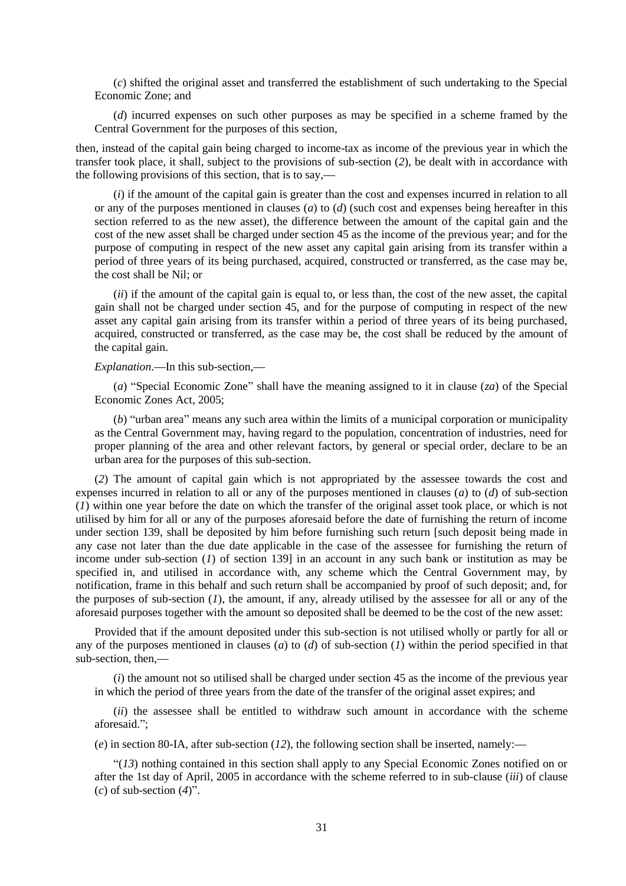(*c*) shifted the original asset and transferred the establishment of such undertaking to the Special Economic Zone; and

(*d*) incurred expenses on such other purposes as may be specified in a scheme framed by the Central Government for the purposes of this section,

then, instead of the capital gain being charged to income-tax as income of the previous year in which the transfer took place, it shall, subject to the provisions of sub-section (*2*), be dealt with in accordance with the following provisions of this section, that is to say,—

(*i*) if the amount of the capital gain is greater than the cost and expenses incurred in relation to all or any of the purposes mentioned in clauses (*a*) to (*d*) (such cost and expenses being hereafter in this section referred to as the new asset), the difference between the amount of the capital gain and the cost of the new asset shall be charged under section 45 as the income of the previous year; and for the purpose of computing in respect of the new asset any capital gain arising from its transfer within a period of three years of its being purchased, acquired, constructed or transferred, as the case may be, the cost shall be Nil; or

(*ii*) if the amount of the capital gain is equal to, or less than, the cost of the new asset, the capital gain shall not be charged under section 45, and for the purpose of computing in respect of the new asset any capital gain arising from its transfer within a period of three years of its being purchased, acquired, constructed or transferred, as the case may be, the cost shall be reduced by the amount of the capital gain.

*Explanation*.—In this sub-section,—

(*a*) "Special Economic Zone" shall have the meaning assigned to it in clause (*za*) of the Special Economic Zones Act, 2005;

(*b*) "urban area" means any such area within the limits of a municipal corporation or municipality as the Central Government may, having regard to the population, concentration of industries, need for proper planning of the area and other relevant factors, by general or special order, declare to be an urban area for the purposes of this sub-section.

(*2*) The amount of capital gain which is not appropriated by the assessee towards the cost and expenses incurred in relation to all or any of the purposes mentioned in clauses (*a*) to (*d*) of sub-section (*1*) within one year before the date on which the transfer of the original asset took place, or which is not utilised by him for all or any of the purposes aforesaid before the date of furnishing the return of income under section 139, shall be deposited by him before furnishing such return [such deposit being made in any case not later than the due date applicable in the case of the assessee for furnishing the return of income under sub-section (*1*) of section 139] in an account in any such bank or institution as may be specified in, and utilised in accordance with, any scheme which the Central Government may, by notification, frame in this behalf and such return shall be accompanied by proof of such deposit; and, for the purposes of sub-section (*1*), the amount, if any, already utilised by the assessee for all or any of the aforesaid purposes together with the amount so deposited shall be deemed to be the cost of the new asset:

Provided that if the amount deposited under this sub-section is not utilised wholly or partly for all or any of the purposes mentioned in clauses (*a*) to (*d*) of sub-section (*1*) within the period specified in that sub-section, then,—

(*i*) the amount not so utilised shall be charged under section 45 as the income of the previous year in which the period of three years from the date of the transfer of the original asset expires; and

(*ii*) the assessee shall be entitled to withdraw such amount in accordance with the scheme aforesaid.";

(*e*) in section 80-IA, after sub-section (*12*), the following section shall be inserted, namely:—

"(*13*) nothing contained in this section shall apply to any Special Economic Zones notified on or after the 1st day of April, 2005 in accordance with the scheme referred to in sub-clause (*iii*) of clause (*c*) of sub-section (*4*)".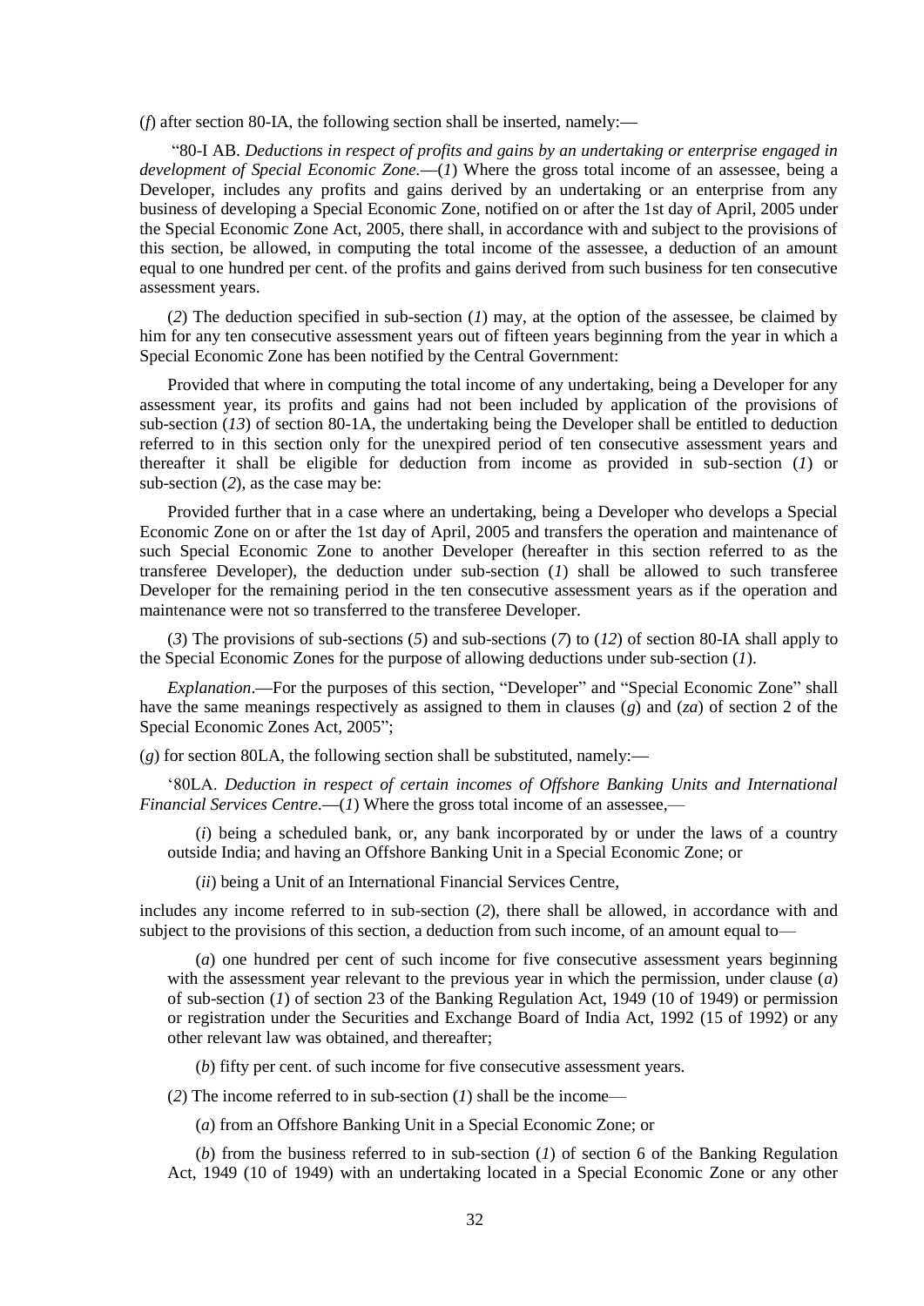(*f*) after section 80-IA, the following section shall be inserted, namely:—

"80-I AB. *Deductions in respect of profits and gains by an undertaking or enterprise engaged in development of Special Economic Zone.*—(*1*) Where the gross total income of an assessee, being a Developer, includes any profits and gains derived by an undertaking or an enterprise from any business of developing a Special Economic Zone, notified on or after the 1st day of April, 2005 under the Special Economic Zone Act, 2005, there shall, in accordance with and subject to the provisions of this section, be allowed, in computing the total income of the assessee, a deduction of an amount equal to one hundred per cent. of the profits and gains derived from such business for ten consecutive assessment years.

(*2*) The deduction specified in sub-section (*1*) may, at the option of the assessee, be claimed by him for any ten consecutive assessment years out of fifteen years beginning from the year in which a Special Economic Zone has been notified by the Central Government:

Provided that where in computing the total income of any undertaking, being a Developer for any assessment year, its profits and gains had not been included by application of the provisions of sub-section (*13*) of section 80-1A, the undertaking being the Developer shall be entitled to deduction referred to in this section only for the unexpired period of ten consecutive assessment years and thereafter it shall be eligible for deduction from income as provided in sub-section (*1*) or sub-section (*2*), as the case may be:

Provided further that in a case where an undertaking, being a Developer who develops a Special Economic Zone on or after the 1st day of April, 2005 and transfers the operation and maintenance of such Special Economic Zone to another Developer (hereafter in this section referred to as the transferee Developer), the deduction under sub-section (*1*) shall be allowed to such transferee Developer for the remaining period in the ten consecutive assessment years as if the operation and maintenance were not so transferred to the transferee Developer.

(*3*) The provisions of sub-sections (*5*) and sub-sections (*7*) to (*12*) of section 80-IA shall apply to the Special Economic Zones for the purpose of allowing deductions under sub-section (*1*).

*Explanation*.—For the purposes of this section, "Developer" and "Special Economic Zone" shall have the same meanings respectively as assigned to them in clauses (*g*) and (*za*) of section 2 of the Special Economic Zones Act, 2005";

(*g*) for section 80LA, the following section shall be substituted, namely:—

'80LA. *Deduction in respect of certain incomes of Offshore Banking Units and International Financial Services Centre*.—(*1*) Where the gross total income of an assessee,—

(*i*) being a scheduled bank, or, any bank incorporated by or under the laws of a country outside India; and having an Offshore Banking Unit in a Special Economic Zone; or

(*ii*) being a Unit of an International Financial Services Centre,

includes any income referred to in sub-section (*2*), there shall be allowed, in accordance with and subject to the provisions of this section, a deduction from such income, of an amount equal to—

(*a*) one hundred per cent of such income for five consecutive assessment years beginning with the assessment year relevant to the previous year in which the permission, under clause (*a*) of sub-section (*1*) of section 23 of the Banking Regulation Act, 1949 (10 of 1949) or permission or registration under the Securities and Exchange Board of India Act, 1992 (15 of 1992) or any other relevant law was obtained, and thereafter;

(*b*) fifty per cent. of such income for five consecutive assessment years.

(*2*) The income referred to in sub-section (*1*) shall be the income—

(*a*) from an Offshore Banking Unit in a Special Economic Zone; or

(*b*) from the business referred to in sub-section (*1*) of section 6 of the Banking Regulation Act, 1949 (10 of 1949) with an undertaking located in a Special Economic Zone or any other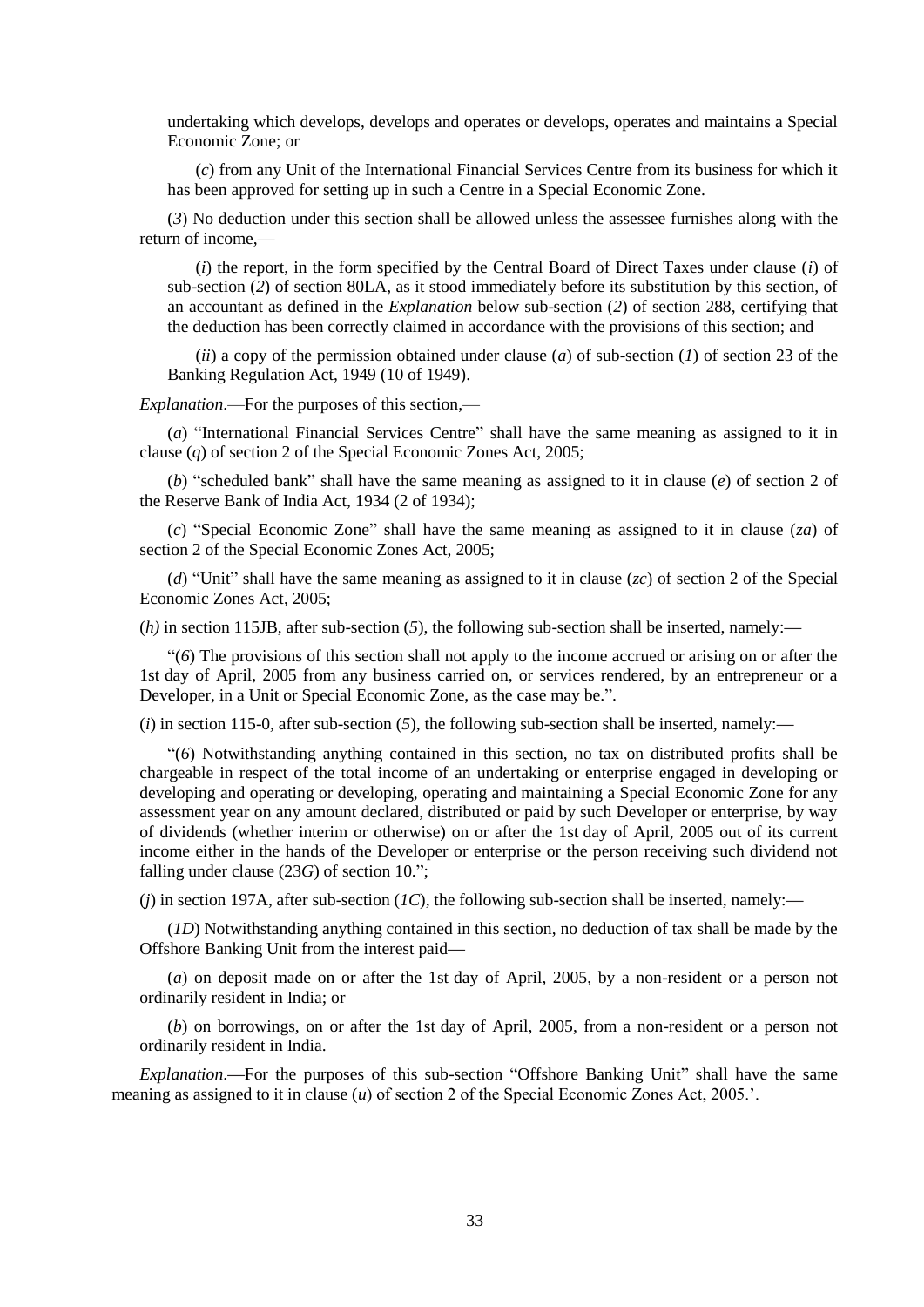undertaking which develops, develops and operates or develops, operates and maintains a Special Economic Zone; or

(*c*) from any Unit of the International Financial Services Centre from its business for which it has been approved for setting up in such a Centre in a Special Economic Zone.

(*3*) No deduction under this section shall be allowed unless the assessee furnishes along with the return of income,—

(*i*) the report, in the form specified by the Central Board of Direct Taxes under clause (*i*) of sub-section (*2*) of section 80LA, as it stood immediately before its substitution by this section, of an accountant as defined in the *Explanation* below sub-section (*2*) of section 288, certifying that the deduction has been correctly claimed in accordance with the provisions of this section; and

(*ii*) a copy of the permission obtained under clause (*a*) of sub-section (*1*) of section 23 of the Banking Regulation Act, 1949 (10 of 1949).

*Explanation*.—For the purposes of this section,—

(*a*) "International Financial Services Centre" shall have the same meaning as assigned to it in clause (*q*) of section 2 of the Special Economic Zones Act, 2005;

(*b*) "scheduled bank" shall have the same meaning as assigned to it in clause (*e*) of section 2 of the Reserve Bank of India Act, 1934 (2 of 1934);

(*c*) "Special Economic Zone" shall have the same meaning as assigned to it in clause (*za*) of section 2 of the Special Economic Zones Act, 2005;

(*d*) "Unit" shall have the same meaning as assigned to it in clause (*zc*) of section 2 of the Special Economic Zones Act, 2005;

(*h)* in section 115JB, after sub-section (*5*), the following sub-section shall be inserted, namely:—

"(*6*) The provisions of this section shall not apply to the income accrued or arising on or after the 1st day of April, 2005 from any business carried on, or services rendered, by an entrepreneur or a Developer, in a Unit or Special Economic Zone, as the case may be.".

(*i*) in section 115-0, after sub-section (*5*), the following sub-section shall be inserted, namely:—

"(*6*) Notwithstanding anything contained in this section, no tax on distributed profits shall be chargeable in respect of the total income of an undertaking or enterprise engaged in developing or developing and operating or developing, operating and maintaining a Special Economic Zone for any assessment year on any amount declared, distributed or paid by such Developer or enterprise, by way of dividends (whether interim or otherwise) on or after the 1st day of April, 2005 out of its current income either in the hands of the Developer or enterprise or the person receiving such dividend not falling under clause (23*G*) of section 10.";

(*j*) in section 197A, after sub-section (*1C*), the following sub-section shall be inserted, namely:—

(*1D*) Notwithstanding anything contained in this section, no deduction of tax shall be made by the Offshore Banking Unit from the interest paid—

(*a*) on deposit made on or after the 1st day of April, 2005, by a non-resident or a person not ordinarily resident in India; or

(*b*) on borrowings, on or after the 1st day of April, 2005, from a non-resident or a person not ordinarily resident in India.

*Explanation*.—For the purposes of this sub-section "Offshore Banking Unit" shall have the same meaning as assigned to it in clause (*u*) of section 2 of the Special Economic Zones Act, 2005.'.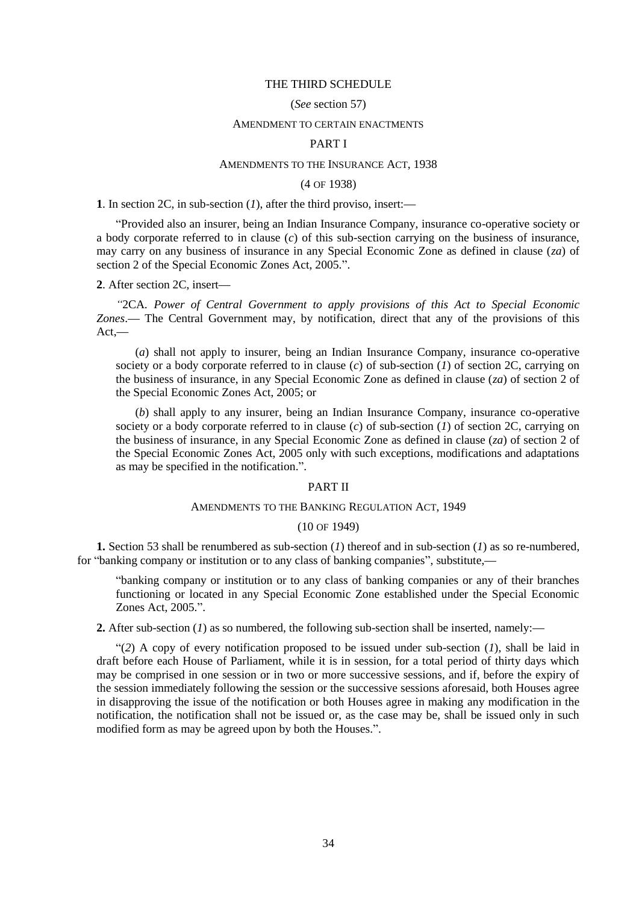# THE THIRD SCHEDULE

(*See* section 57)

AMENDMENT TO CERTAIN ENACTMENTS

## PART I

AMENDMENTS TO THE INSURANCE ACT, 1938

(4 OF 1938)

**1**. In section 2C, in sub-section (*1*), after the third proviso, insert:—

"Provided also an insurer, being an Indian Insurance Company, insurance co-operative society or a body corporate referred to in clause (*c*) of this sub-section carrying on the business of insurance, may carry on any business of insurance in any Special Economic Zone as defined in clause (*za*) of section 2 of the Special Economic Zones Act, 2005.".

**2**. After section 2C, insert—

"2CA. *Power of Central Government to apply provisions of this Act to Special Economic Zones*.— The Central Government may, by notification, direct that any of the provisions of this Act,—

(*a*) shall not apply to insurer, being an Indian Insurance Company, insurance co-operative society or a body corporate referred to in clause (*c*) of sub-section (*1*) of section 2C, carrying on the business of insurance, in any Special Economic Zone as defined in clause (*za*) of section 2 of the Special Economic Zones Act, 2005; or

(*b*) shall apply to any insurer, being an Indian Insurance Company, insurance co-operative society or a body corporate referred to in clause (*c*) of sub-section (*1*) of section 2C, carrying on the business of insurance, in any Special Economic Zone as defined in clause (*za*) of section 2 of the Special Economic Zones Act, 2005 only with such exceptions, modifications and adaptations as may be specified in the notification.".

## PART II

AMENDMENTS TO THE BANKING REGULATION ACT, 1949

(10 OF 1949)

**1.** Section 53 shall be renumbered as sub-section (*1*) thereof and in sub-section (*1*) as so re-numbered, for "banking company or institution or to any class of banking companies", substitute,—

"banking company or institution or to any class of banking companies or any of their branches functioning or located in any Special Economic Zone established under the Special Economic Zones Act, 2005.".

**2.** After sub-section (*1*) as so numbered, the following sub-section shall be inserted, namely:—

"(*2*) A copy of every notification proposed to be issued under sub-section (*1*), shall be laid in draft before each House of Parliament, while it is in session, for a total period of thirty days which may be comprised in one session or in two or more successive sessions, and if, before the expiry of the session immediately following the session or the successive sessions aforesaid, both Houses agree in disapproving the issue of the notification or both Houses agree in making any modification in the notification, the notification shall not be issued or, as the case may be, shall be issued only in such modified form as may be agreed upon by both the Houses.".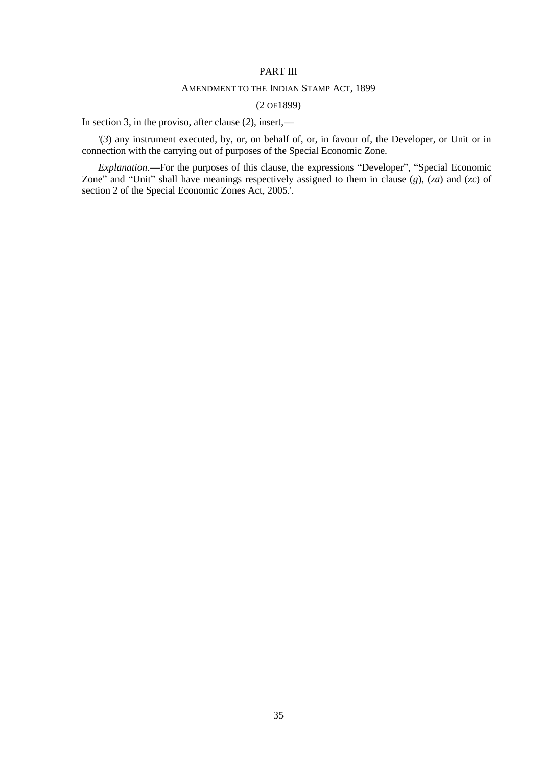## PART III

### AMENDMENT TO THE INDIAN STAMP ACT, 1899

### (2 OF1899)

In section 3, in the proviso, after clause (*2*), insert,—

'(*3*) any instrument executed, by, or, on behalf of, or, in favour of, the Developer, or Unit or in connection with the carrying out of purposes of the Special Economic Zone.

*Explanation*.—For the purposes of this clause, the expressions "Developer", "Special Economic Zone" and "Unit" shall have meanings respectively assigned to them in clause (*g*), (*za*) and (*zc*) of section 2 of the Special Economic Zones Act, 2005.'.